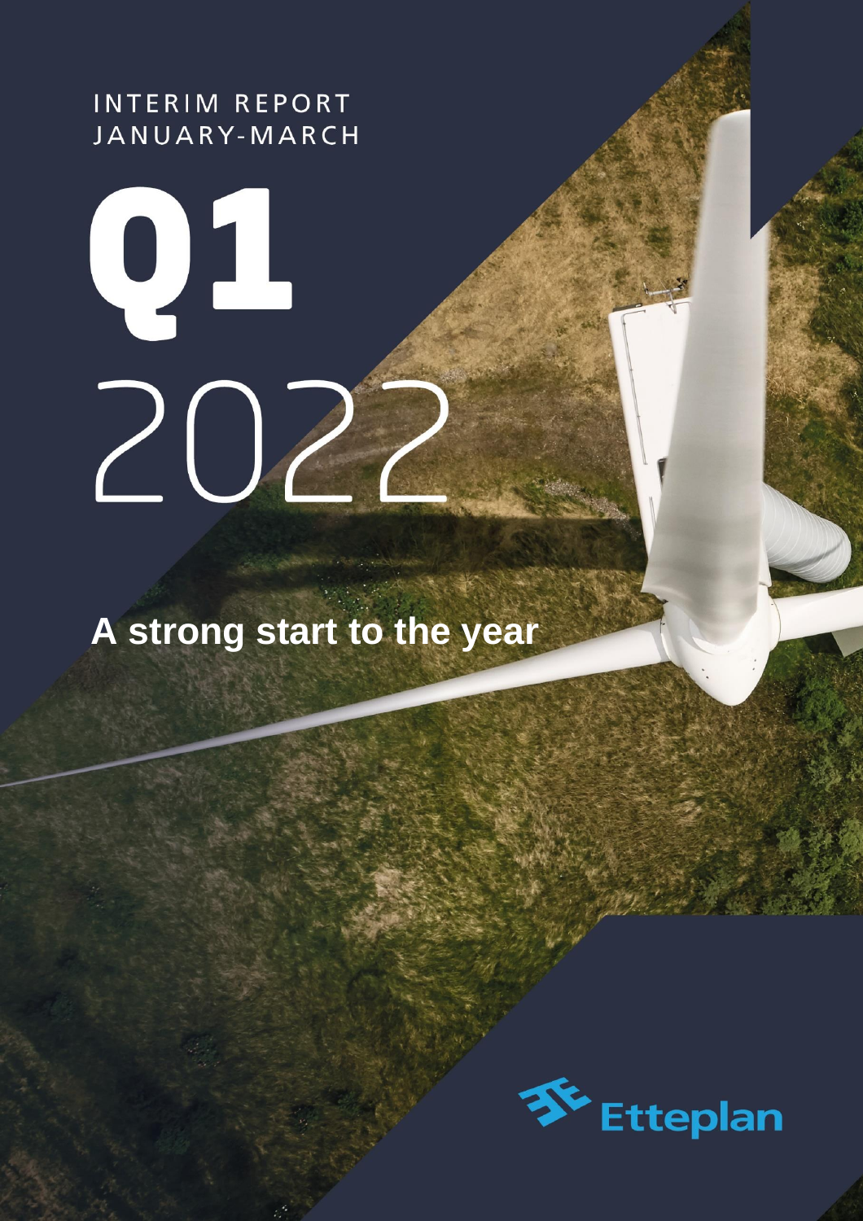INTERIM REPORT
JANUARY-MARCH

# Q1 2022

## A strong start to the year

Etteplan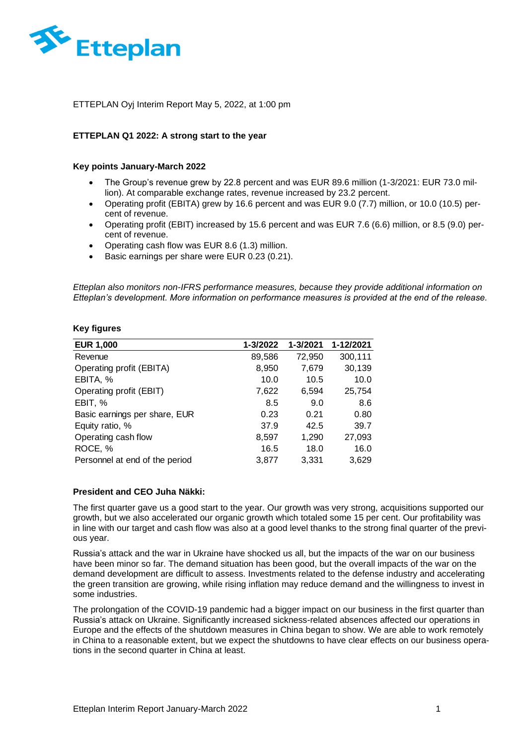ETTEPLAN Oyj Interim Report May 5, 2022, at 1:00 pm

# ETTEPLAN Q1 2022: A strong start to the year

## Key points January-March 2022

- The Group's revenue grew by 22.8 percent and was EUR 89.6 million (1-3/2021: EUR 73.0 million). At comparable exchange rates, revenue increased by 23.2 percent.
- Operating profit (EBITA) grew by 16.6 percent and was EUR 9.0 (7.7) million, or 10.0 (10.5) percent of revenue.
- Operating profit (EBIT) increased by 15.6 percent and was EUR 7.6 (6.6) million, or 8.5 (9.0) percent of revenue.
- Operating cash flow was EUR 8.6 (1.3) million.
- Basic earnings per share were EUR 0.23 (0.21).

*Etteplan also monitors non-IFRS performance measures, because they provide additional information on Etteplan's development. More information on performance measures is provided at the end of the release.*

## Key figures

| EUR 1,000 | 1-3/2022 | 1-3/2021 | 1-12/2021 |
|---|---|---|---|
| Revenue | 89,586 | 72,950 | 300,111 |
| Operating profit (EBITA) | 8,950 | 7,679 | 30,139 |
| EBITA, % | 10.0 | 10.5 | 10.0 |
| Operating profit (EBIT) | 7,622 | 6,594 | 25,754 |
| EBIT, % | 8.5 | 9.0 | 8.6 |
| Basic earnings per share, EUR | 0.23 | 0.21 | 0.80 |
| Equity ratio, % | 37.9 | 42.5 | 39.7 |
| Operating cash flow | 8,597 | 1,290 | 27,093 |
| ROCE, % | 16.5 | 18.0 | 16.0 |
| Personnel at end of the period | 3,877 | 3,331 | 3,629 |

## President and CEO Juha Näkki:

The first quarter gave us a good start to the year. Our growth was very strong, acquisitions supported our growth, but we also accelerated our organic growth which totaled some 15 per cent. Our profitability was in line with our target and cash flow was also at a good level thanks to the strong final quarter of the previous year.

Russia's attack and the war in Ukraine have shocked us all, but the impacts of the war on our business have been minor so far. The demand situation has been good, but the overall impacts of the war on the demand development are difficult to assess. Investments related to the defense industry and accelerating the green transition are growing, while rising inflation may reduce demand and the willingness to invest in some industries.

The prolongation of the COVID-19 pandemic had a bigger impact on our business in the first quarter than Russia's attack on Ukraine. Significantly increased sickness-related absences affected our operations in Europe and the effects of the shutdown measures in China began to show. We are able to work remotely in China to a reasonable extent, but we expect the shutdowns to have clear effects on our business operations in the second quarter in China at least.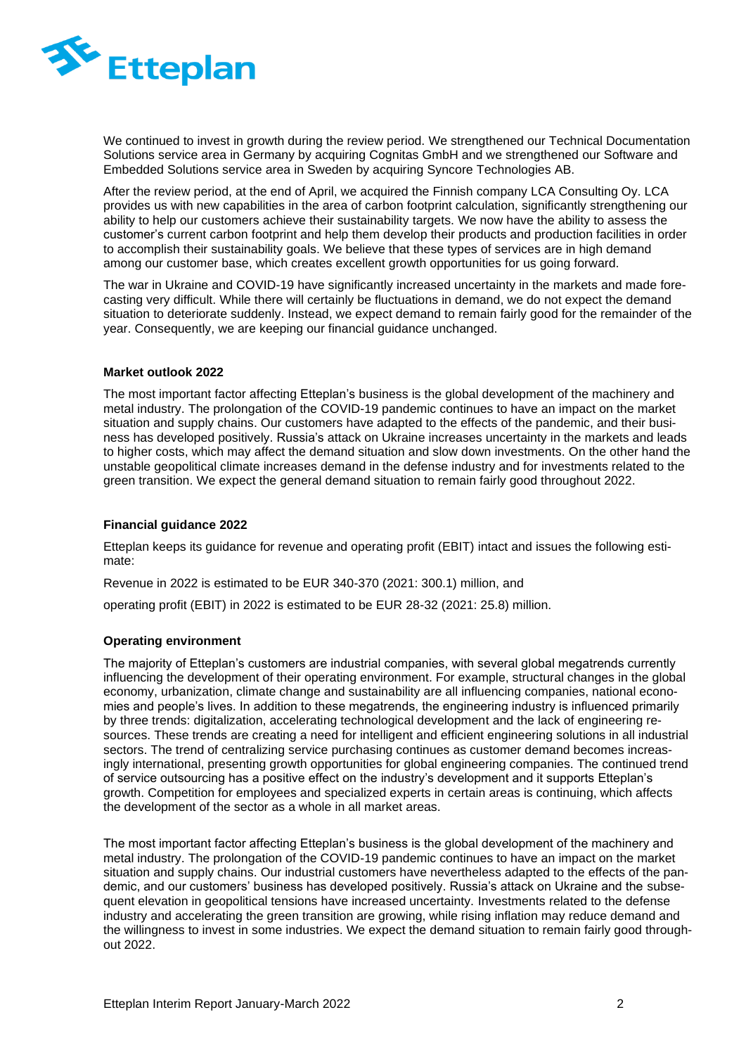We continued to invest in growth during the review period. We strengthened our Technical Documentation Solutions service area in Germany by acquiring Cognitas GmbH and we strengthened our Software and Embedded Solutions service area in Sweden by acquiring Syncore Technologies AB.

After the review period, at the end of April, we acquired the Finnish company LCA Consulting Oy. LCA provides us with new capabilities in the area of carbon footprint calculation, significantly strengthening our ability to help our customers achieve their sustainability targets. We now have the ability to assess the customer's current carbon footprint and help them develop their products and production facilities in order to accomplish their sustainability goals. We believe that these types of services are in high demand among our customer base, which creates excellent growth opportunities for us going forward.

The war in Ukraine and COVID-19 have significantly increased uncertainty in the markets and made forecasting very difficult. While there will certainly be fluctuations in demand, we do not expect the demand situation to deteriorate suddenly. Instead, we expect demand to remain fairly good for the remainder of the year. Consequently, we are keeping our financial guidance unchanged.

**Market outlook 2022**

The most important factor affecting Etteplan's business is the global development of the machinery and metal industry. The prolongation of the COVID-19 pandemic continues to have an impact on the market situation and supply chains. Our customers have adapted to the effects of the pandemic, and their business has developed positively. Russia's attack on Ukraine increases uncertainty in the markets and leads to higher costs, which may affect the demand situation and slow down investments. On the other hand the unstable geopolitical climate increases demand in the defense industry and for investments related to the green transition. We expect the general demand situation to remain fairly good throughout 2022.

**Financial guidance 2022**

Etteplan keeps its guidance for revenue and operating profit (EBIT) intact and issues the following estimate:

Revenue in 2022 is estimated to be EUR 340-370 (2021: 300.1) million, and

operating profit (EBIT) in 2022 is estimated to be EUR 28-32 (2021: 25.8) million.

**Operating environment**

The majority of Etteplan's customers are industrial companies, with several global megatrends currently influencing the development of their operating environment. For example, structural changes in the global economy, urbanization, climate change and sustainability are all influencing companies, national economies and people's lives. In addition to these megatrends, the engineering industry is influenced primarily by three trends: digitalization, accelerating technological development and the lack of engineering resources. These trends are creating a need for intelligent and efficient engineering solutions in all industrial sectors. The trend of centralizing service purchasing continues as customer demand becomes increasingly international, presenting growth opportunities for global engineering companies. The continued trend of service outsourcing has a positive effect on the industry's development and it supports Etteplan's growth. Competition for employees and specialized experts in certain areas is continuing, which affects the development of the sector as a whole in all market areas.

The most important factor affecting Etteplan's business is the global development of the machinery and metal industry. The prolongation of the COVID-19 pandemic continues to have an impact on the market situation and supply chains. Our industrial customers have nevertheless adapted to the effects of the pandemic, and our customers' business has developed positively. Russia's attack on Ukraine and the subsequent elevation in geopolitical tensions have increased uncertainty. Investments related to the defense industry and accelerating the green transition are growing, while rising inflation may reduce demand and the willingness to invest in some industries. We expect the demand situation to remain fairly good throughout 2022.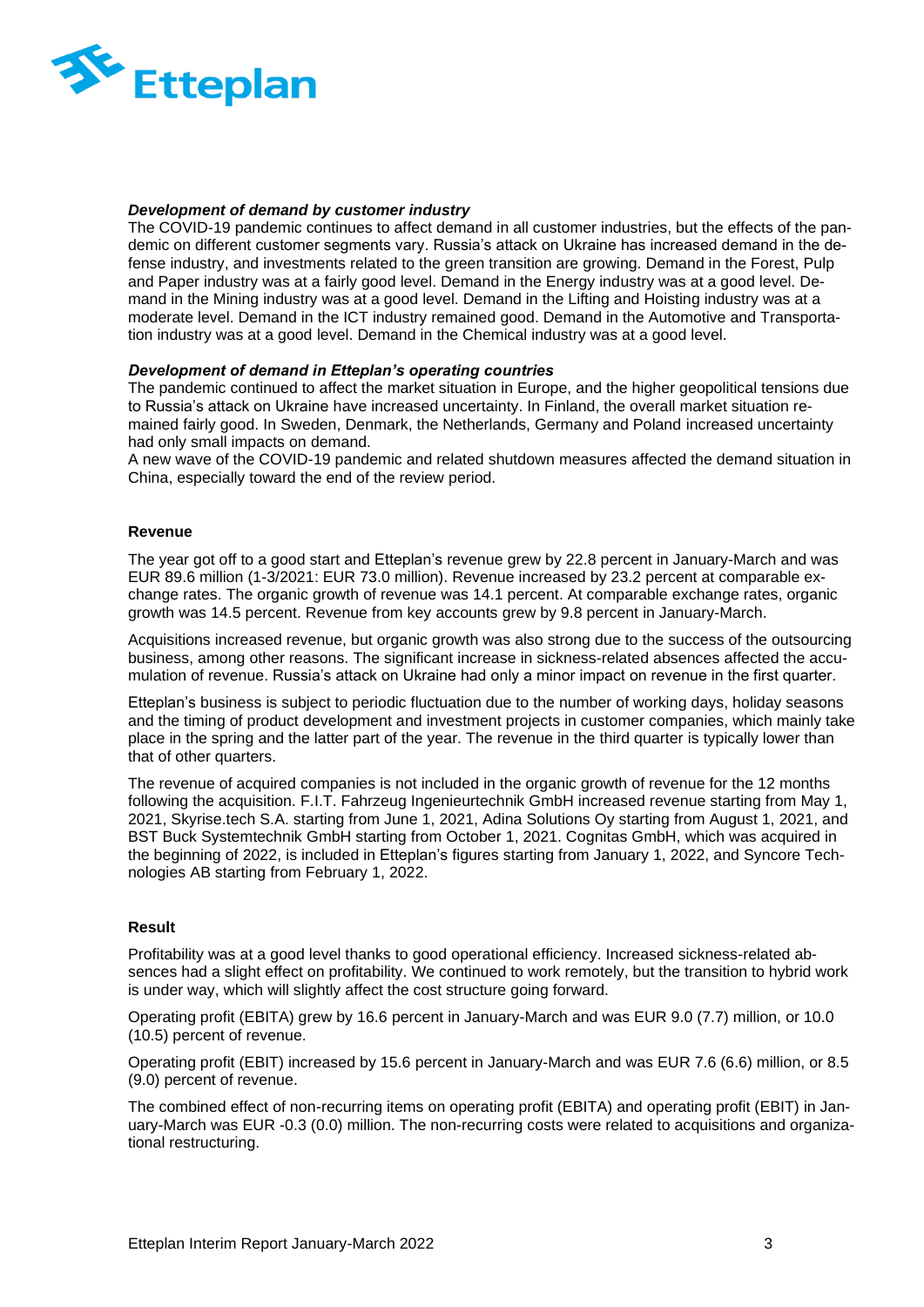#### *Development of demand by customer industry*

The COVID-19 pandemic continues to affect demand in all customer industries, but the effects of the pandemic on different customer segments vary. Russia's attack on Ukraine has increased demand in the defense industry, and investments related to the green transition are growing. Demand in the Forest, Pulp and Paper industry was at a fairly good level. Demand in the Energy industry was at a good level. Demand in the Mining industry was at a good level. Demand in the Lifting and Hoisting industry was at a moderate level. Demand in the ICT industry remained good. Demand in the Automotive and Transportation industry was at a good level. Demand in the Chemical industry was at a good level.

#### *Development of demand in Etteplan's operating countries*

The pandemic continued to affect the market situation in Europe, and the higher geopolitical tensions due to Russia's attack on Ukraine have increased uncertainty. In Finland, the overall market situation remained fairly good. In Sweden, Denmark, the Netherlands, Germany and Poland increased uncertainty had only small impacts on demand.

A new wave of the COVID-19 pandemic and related shutdown measures affected the demand situation in China, especially toward the end of the review period.

### Revenue

The year got off to a good start and Etteplan's revenue grew by 22.8 percent in January-March and was EUR 89.6 million (1-3/2021: EUR 73.0 million). Revenue increased by 23.2 percent at comparable exchange rates. The organic growth of revenue was 14.1 percent. At comparable exchange rates, organic growth was 14.5 percent. Revenue from key accounts grew by 9.8 percent in January-March.

Acquisitions increased revenue, but organic growth was also strong due to the success of the outsourcing business, among other reasons. The significant increase in sickness-related absences affected the accumulation of revenue. Russia's attack on Ukraine had only a minor impact on revenue in the first quarter.

Etteplan's business is subject to periodic fluctuation due to the number of working days, holiday seasons and the timing of product development and investment projects in customer companies, which mainly take place in the spring and the latter part of the year. The revenue in the third quarter is typically lower than that of other quarters.

The revenue of acquired companies is not included in the organic growth of revenue for the 12 months following the acquisition. F.I.T. Fahrzeug Ingenieurtechnik GmbH increased revenue starting from May 1, 2021, Skyrise.tech S.A. starting from June 1, 2021, Adina Solutions Oy starting from August 1, 2021, and BST Buck Systemtechnik GmbH starting from October 1, 2021. Cognitas GmbH, which was acquired in the beginning of 2022, is included in Etteplan's figures starting from January 1, 2022, and Syncore Technologies AB starting from February 1, 2022.

### Result

Profitability was at a good level thanks to good operational efficiency. Increased sickness-related absences had a slight effect on profitability. We continued to work remotely, but the transition to hybrid work is under way, which will slightly affect the cost structure going forward.

Operating profit (EBITA) grew by 16.6 percent in January-March and was EUR 9.0 (7.7) million, or 10.0 (10.5) percent of revenue.

Operating profit (EBIT) increased by 15.6 percent in January-March and was EUR 7.6 (6.6) million, or 8.5 (9.0) percent of revenue.

The combined effect of non-recurring items on operating profit (EBITA) and operating profit (EBIT) in January-March was EUR -0.3 (0.0) million. The non-recurring costs were related to acquisitions and organizational restructuring.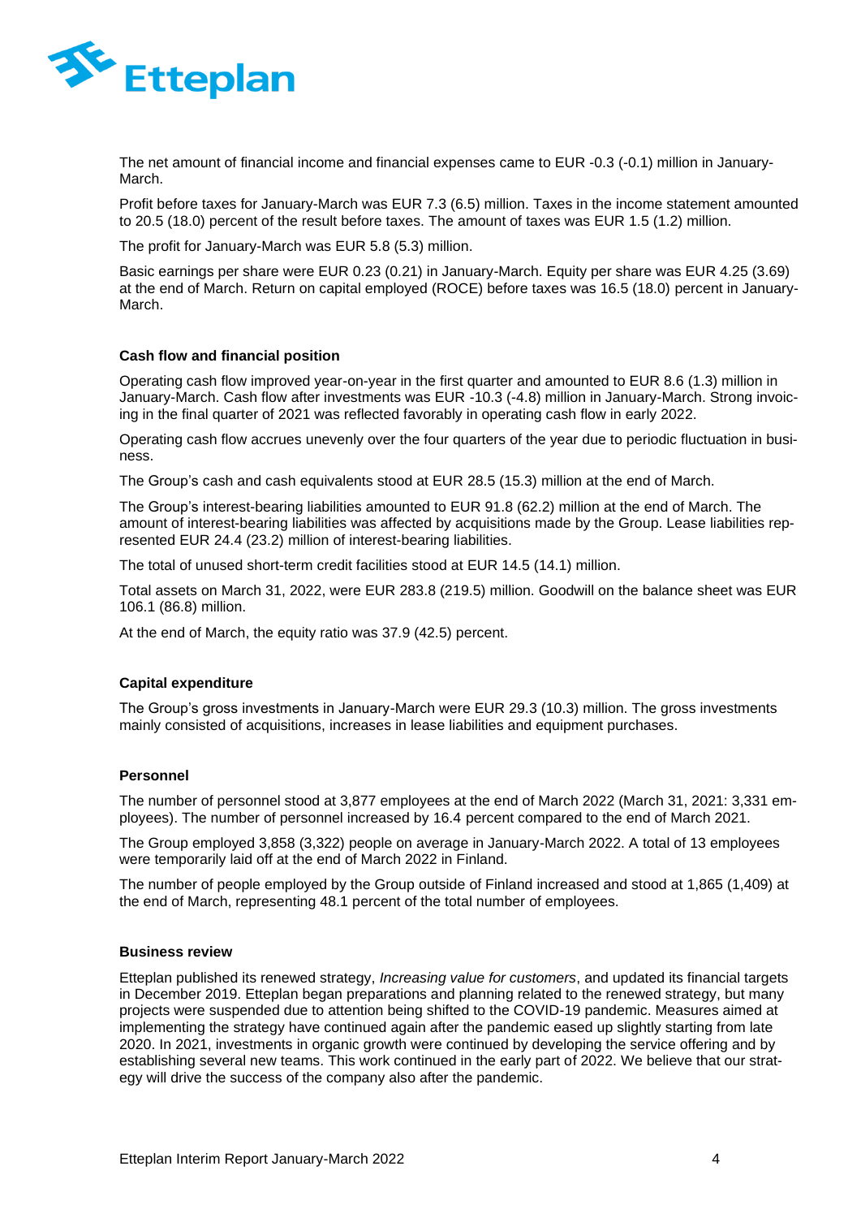The net amount of financial income and financial expenses came to EUR -0.3 (-0.1) million in January-March.

Profit before taxes for January-March was EUR 7.3 (6.5) million. Taxes in the income statement amounted to 20.5 (18.0) percent of the result before taxes. The amount of taxes was EUR 1.5 (1.2) million.

The profit for January-March was EUR 5.8 (5.3) million.

Basic earnings per share were EUR 0.23 (0.21) in January-March. Equity per share was EUR 4.25 (3.69) at the end of March. Return on capital employed (ROCE) before taxes was 16.5 (18.0) percent in January-March.

#### Cash flow and financial position

Operating cash flow improved year-on-year in the first quarter and amounted to EUR 8.6 (1.3) million in January-March. Cash flow after investments was EUR -10.3 (-4.8) million in January-March. Strong invoicing in the final quarter of 2021 was reflected favorably in operating cash flow in early 2022.

Operating cash flow accrues unevenly over the four quarters of the year due to periodic fluctuation in business.

The Group's cash and cash equivalents stood at EUR 28.5 (15.3) million at the end of March.

The Group's interest-bearing liabilities amounted to EUR 91.8 (62.2) million at the end of March. The amount of interest-bearing liabilities was affected by acquisitions made by the Group. Lease liabilities represented EUR 24.4 (23.2) million of interest-bearing liabilities.

The total of unused short-term credit facilities stood at EUR 14.5 (14.1) million.

Total assets on March 31, 2022, were EUR 283.8 (219.5) million. Goodwill on the balance sheet was EUR 106.1 (86.8) million.

At the end of March, the equity ratio was 37.9 (42.5) percent.

#### Capital expenditure

The Group's gross investments in January-March were EUR 29.3 (10.3) million. The gross investments mainly consisted of acquisitions, increases in lease liabilities and equipment purchases.

#### Personnel

The number of personnel stood at 3,877 employees at the end of March 2022 (March 31, 2021: 3,331 employees). The number of personnel increased by 16.4 percent compared to the end of March 2021.

The Group employed 3,858 (3,322) people on average in January-March 2022. A total of 13 employees were temporarily laid off at the end of March 2022 in Finland.

The number of people employed by the Group outside of Finland increased and stood at 1,865 (1,409) at the end of March, representing 48.1 percent of the total number of employees.

#### Business review

Etteplan published its renewed strategy, *Increasing value for customers*, and updated its financial targets in December 2019. Etteplan began preparations and planning related to the renewed strategy, but many projects were suspended due to attention being shifted to the COVID-19 pandemic. Measures aimed at implementing the strategy have continued again after the pandemic eased up slightly starting from late 2020. In 2021, investments in organic growth were continued by developing the service offering and by establishing several new teams. This work continued in the early part of 2022. We believe that our strategy will drive the success of the company also after the pandemic.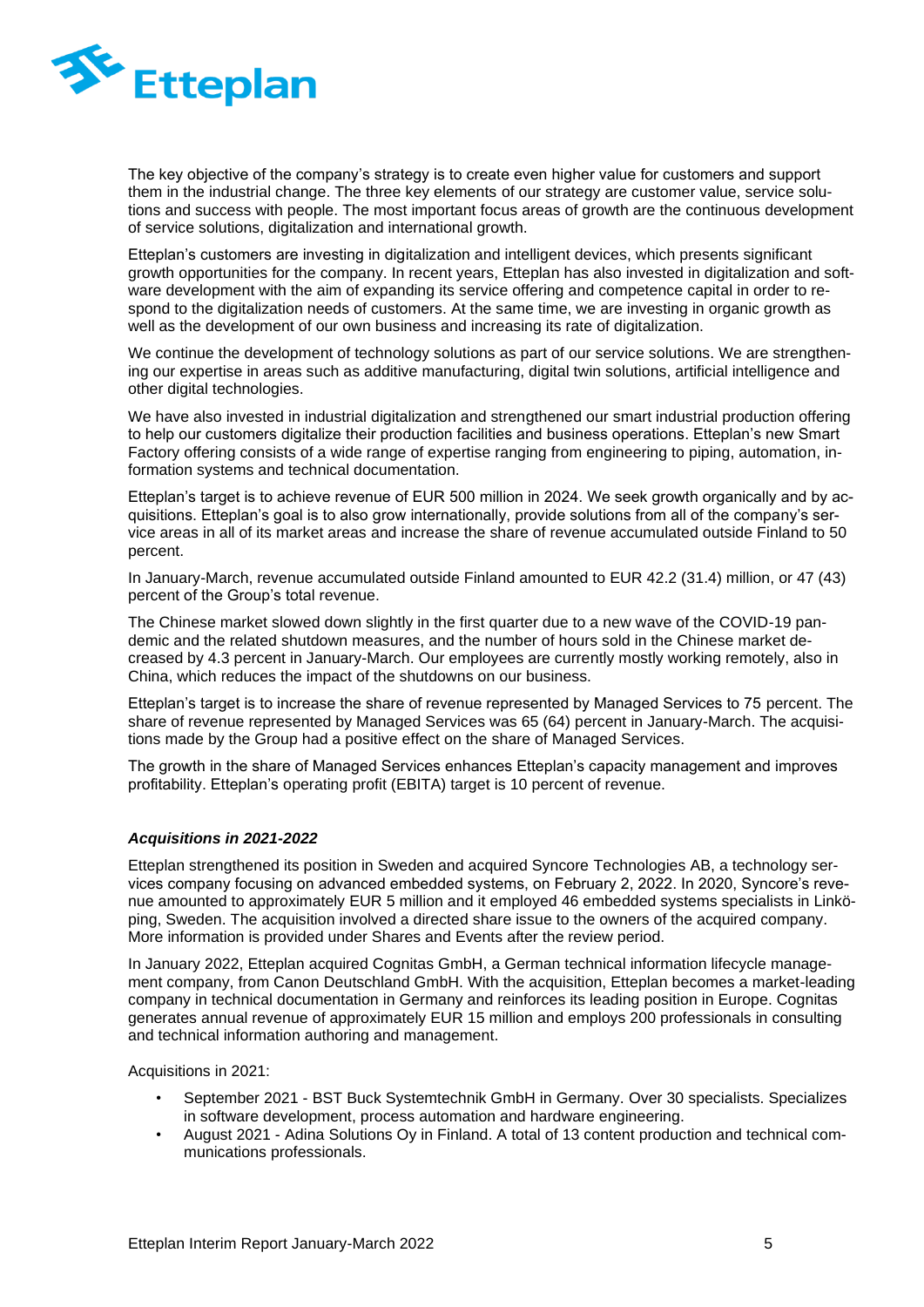The key objective of the company's strategy is to create even higher value for customers and support them in the industrial change. The three key elements of our strategy are customer value, service solutions and success with people. The most important focus areas of growth are the continuous development of service solutions, digitalization and international growth.

Etteplan's customers are investing in digitalization and intelligent devices, which presents significant growth opportunities for the company. In recent years, Etteplan has also invested in digitalization and software development with the aim of expanding its service offering and competence capital in order to respond to the digitalization needs of customers. At the same time, we are investing in organic growth as well as the development of our own business and increasing its rate of digitalization.

We continue the development of technology solutions as part of our service solutions. We are strengthening our expertise in areas such as additive manufacturing, digital twin solutions, artificial intelligence and other digital technologies.

We have also invested in industrial digitalization and strengthened our smart industrial production offering to help our customers digitalize their production facilities and business operations. Etteplan's new Smart Factory offering consists of a wide range of expertise ranging from engineering to piping, automation, information systems and technical documentation.

Etteplan's target is to achieve revenue of EUR 500 million in 2024. We seek growth organically and by acquisitions. Etteplan's goal is to also grow internationally, provide solutions from all of the company's service areas in all of its market areas and increase the share of revenue accumulated outside Finland to 50 percent.

In January-March, revenue accumulated outside Finland amounted to EUR 42.2 (31.4) million, or 47 (43) percent of the Group's total revenue.

The Chinese market slowed down slightly in the first quarter due to a new wave of the COVID-19 pandemic and the related shutdown measures, and the number of hours sold in the Chinese market decreased by 4.3 percent in January-March. Our employees are currently mostly working remotely, also in China, which reduces the impact of the shutdowns on our business.

Etteplan's target is to increase the share of revenue represented by Managed Services to 75 percent. The share of revenue represented by Managed Services was 65 (64) percent in January-March. The acquisitions made by the Group had a positive effect on the share of Managed Services.

The growth in the share of Managed Services enhances Etteplan's capacity management and improves profitability. Etteplan's operating profit (EBITA) target is 10 percent of revenue.

### *Acquisitions in 2021-2022*

Etteplan strengthened its position in Sweden and acquired Syncore Technologies AB, a technology services company focusing on advanced embedded systems, on February 2, 2022. In 2020, Syncore's revenue amounted to approximately EUR 5 million and it employed 46 embedded systems specialists in Linköping, Sweden. The acquisition involved a directed share issue to the owners of the acquired company. More information is provided under Shares and Events after the review period.

In January 2022, Etteplan acquired Cognitas GmbH, a German technical information lifecycle management company, from Canon Deutschland GmbH. With the acquisition, Etteplan becomes a market-leading company in technical documentation in Germany and reinforces its leading position in Europe. Cognitas generates annual revenue of approximately EUR 15 million and employs 200 professionals in consulting and technical information authoring and management.

Acquisitions in 2021:

- September 2021 - BST Buck Systemtechnik GmbH in Germany. Over 30 specialists. Specializes in software development, process automation and hardware engineering.
- August 2021 - Adina Solutions Oy in Finland. A total of 13 content production and technical communications professionals.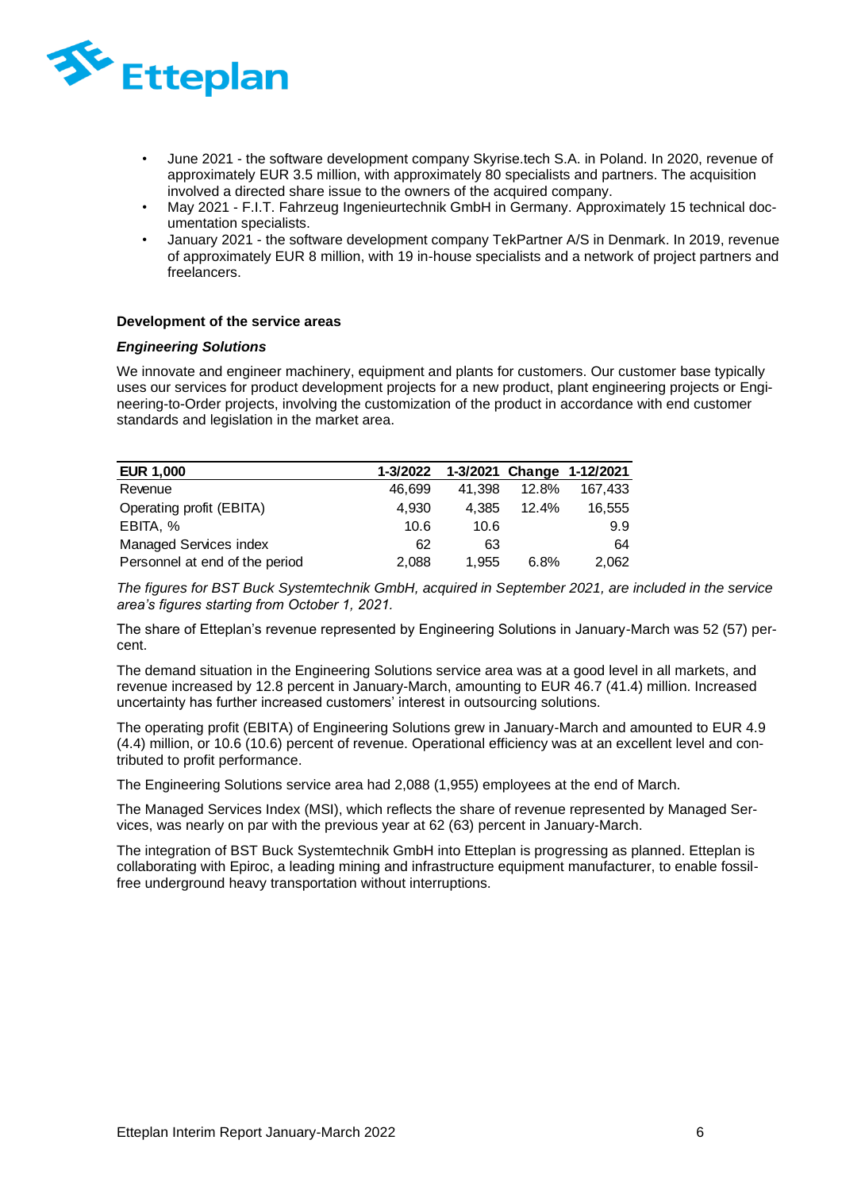- June 2021 - the software development company Skyrise.tech S.A. in Poland. In 2020, revenue of approximately EUR 3.5 million, with approximately 80 specialists and partners. The acquisition involved a directed share issue to the owners of the acquired company.
- May 2021 - F.I.T. Fahrzeug Ingenieurtechnik GmbH in Germany. Approximately 15 technical documentation specialists.
- January 2021 - the software development company TekPartner A/S in Denmark. In 2019, revenue of approximately EUR 8 million, with 19 in-house specialists and a network of project partners and freelancers.

**Development of the service areas**

***Engineering Solutions***

We innovate and engineer machinery, equipment and plants for customers. Our customer base typically uses our services for product development projects for a new product, plant engineering projects or Engineering-to-Order projects, involving the customization of the product in accordance with end customer standards and legislation in the market area.

| EUR 1,000 | 1-3/2022 | 1-3/2021 | Change | 1-12/2021 |
|---|---|---|---|---|
| Revenue | 46,699 | 41,398 | 12.8% | 167,433 |
| Operating profit (EBITA) | 4,930 | 4,385 | 12.4% | 16,555 |
| EBITA, % | 10.6 | 10.6 | | 9.9 |
| Managed Services index | 62 | 63 | | 64 |
| Personnel at end of the period | 2,088 | 1,955 | 6.8% | 2,062 |

*The figures for BST Buck Systemtechnik GmbH, acquired in September 2021, are included in the service area's figures starting from October 1, 2021.*

The share of Etteplan's revenue represented by Engineering Solutions in January-March was 52 (57) percent.

The demand situation in the Engineering Solutions service area was at a good level in all markets, and revenue increased by 12.8 percent in January-March, amounting to EUR 46.7 (41.4) million. Increased uncertainty has further increased customers' interest in outsourcing solutions.

The operating profit (EBITA) of Engineering Solutions grew in January-March and amounted to EUR 4.9 (4.4) million, or 10.6 (10.6) percent of revenue. Operational efficiency was at an excellent level and contributed to profit performance.

The Engineering Solutions service area had 2,088 (1,955) employees at the end of March.

The Managed Services Index (MSI), which reflects the share of revenue represented by Managed Services, was nearly on par with the previous year at 62 (63) percent in January-March.

The integration of BST Buck Systemtechnik GmbH into Etteplan is progressing as planned. Etteplan is collaborating with Epiroc, a leading mining and infrastructure equipment manufacturer, to enable fossil-free underground heavy transportation without interruptions.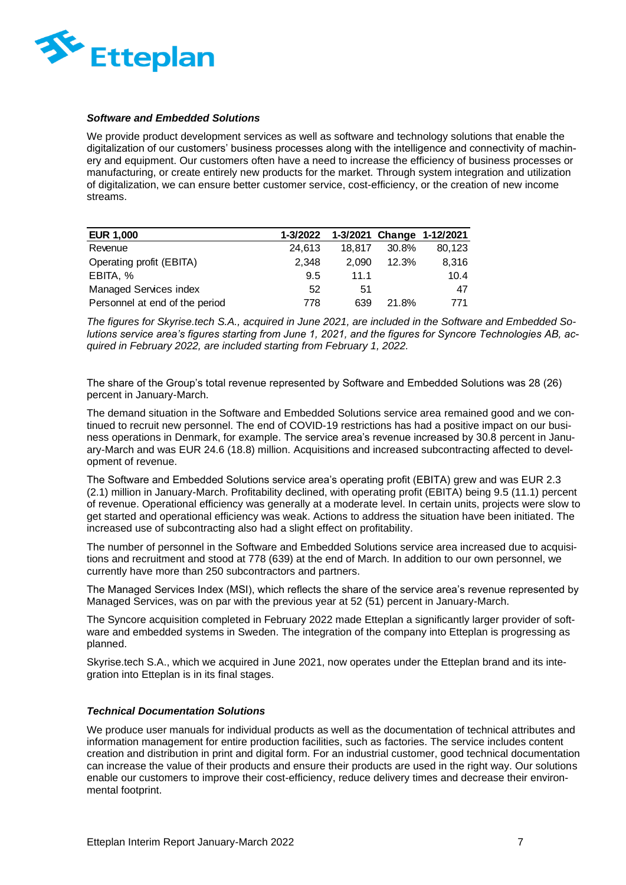### *Software and Embedded Solutions*

We provide product development services as well as software and technology solutions that enable the digitalization of our customers' business processes along with the intelligence and connectivity of machinery and equipment. Our customers often have a need to increase the efficiency of business processes or manufacturing, or create entirely new products for the market. Through system integration and utilization of digitalization, we can ensure better customer service, cost-efficiency, or the creation of new income streams.

| EUR 1,000 | 1-3/2022 | 1-3/2021 | Change | 1-12/2021 |
|---|---|---|---|---|
| Revenue | 24,613 | 18,817 | 30.8% | 80,123 |
| Operating profit (EBITA) | 2,348 | 2,090 | 12.3% | 8,316 |
| EBITA, % | 9.5 | 11.1 | | 10.4 |
| Managed Services index | 52 | 51 | | 47 |
| Personnel at end of the period | 778 | 639 | 21.8% | 771 |

*The figures for Skyrise.tech S.A., acquired in June 2021, are included in the Software and Embedded Solutions service area's figures starting from June 1, 2021, and the figures for Syncore Technologies AB, acquired in February 2022, are included starting from February 1, 2022.*

The share of the Group's total revenue represented by Software and Embedded Solutions was 28 (26) percent in January-March.

The demand situation in the Software and Embedded Solutions service area remained good and we continued to recruit new personnel. The end of COVID-19 restrictions has had a positive impact on our business operations in Denmark, for example. The service area's revenue increased by 30.8 percent in January-March and was EUR 24.6 (18.8) million. Acquisitions and increased subcontracting affected to development of revenue.

The Software and Embedded Solutions service area's operating profit (EBITA) grew and was EUR 2.3 (2.1) million in January-March. Profitability declined, with operating profit (EBITA) being 9.5 (11.1) percent of revenue. Operational efficiency was generally at a moderate level. In certain units, projects were slow to get started and operational efficiency was weak. Actions to address the situation have been initiated. The increased use of subcontracting also had a slight effect on profitability.

The number of personnel in the Software and Embedded Solutions service area increased due to acquisitions and recruitment and stood at 778 (639) at the end of March. In addition to our own personnel, we currently have more than 250 subcontractors and partners.

The Managed Services Index (MSI), which reflects the share of the service area's revenue represented by Managed Services, was on par with the previous year at 52 (51) percent in January-March.

The Syncore acquisition completed in February 2022 made Etteplan a significantly larger provider of software and embedded systems in Sweden. The integration of the company into Etteplan is progressing as planned.

Skyrise.tech S.A., which we acquired in June 2021, now operates under the Etteplan brand and its integration into Etteplan is in its final stages.

### *Technical Documentation Solutions*

We produce user manuals for individual products as well as the documentation of technical attributes and information management for entire production facilities, such as factories. The service includes content creation and distribution in print and digital form. For an industrial customer, good technical documentation can increase the value of their products and ensure their products are used in the right way. Our solutions enable our customers to improve their cost-efficiency, reduce delivery times and decrease their environmental footprint.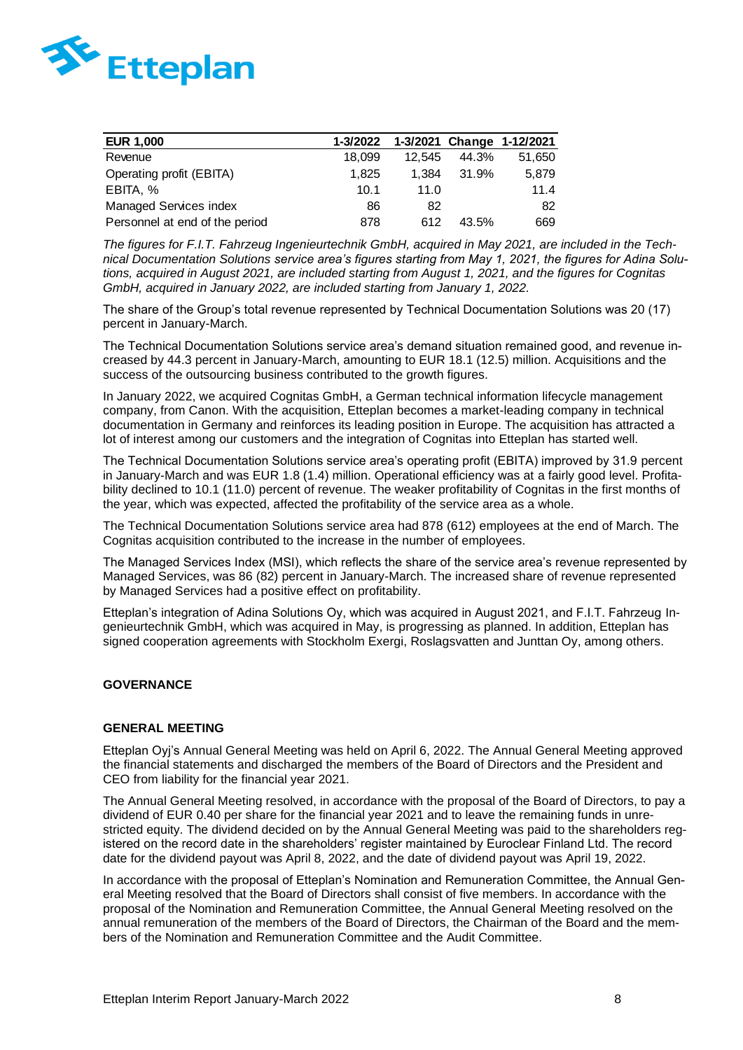| EUR 1,000 | 1-3/2022 | 1-3/2021 | Change | 1-12/2021 |
| --- | --- | --- | --- | --- |
| Revenue | 18,099 | 12,545 | 44.3% | 51,650 |
| Operating profit (EBITA) | 1,825 | 1,384 | 31.9% | 5,879 |
| EBITA, % | 10.1 | 11.0 | | 11.4 |
| Managed Services index | 86 | 82 | | 82 |
| Personnel at end of the period | 878 | 612 | 43.5% | 669 |

*The figures for F.I.T. Fahrzeug Ingenieurtechnik GmbH, acquired in May 2021, are included in the Technical Documentation Solutions service area's figures starting from May 1, 2021, the figures for Adina Solutions, acquired in August 2021, are included starting from August 1, 2021, and the figures for Cognitas GmbH, acquired in January 2022, are included starting from January 1, 2022.*

The share of the Group's total revenue represented by Technical Documentation Solutions was 20 (17) percent in January-March.

The Technical Documentation Solutions service area's demand situation remained good, and revenue increased by 44.3 percent in January-March, amounting to EUR 18.1 (12.5) million. Acquisitions and the success of the outsourcing business contributed to the growth figures.

In January 2022, we acquired Cognitas GmbH, a German technical information lifecycle management company, from Canon. With the acquisition, Etteplan becomes a market-leading company in technical documentation in Germany and reinforces its leading position in Europe. The acquisition has attracted a lot of interest among our customers and the integration of Cognitas into Etteplan has started well.

The Technical Documentation Solutions service area's operating profit (EBITA) improved by 31.9 percent in January-March and was EUR 1.8 (1.4) million. Operational efficiency was at a fairly good level. Profitability declined to 10.1 (11.0) percent of revenue. The weaker profitability of Cognitas in the first months of the year, which was expected, affected the profitability of the service area as a whole.

The Technical Documentation Solutions service area had 878 (612) employees at the end of March. The Cognitas acquisition contributed to the increase in the number of employees.

The Managed Services Index (MSI), which reflects the share of the service area's revenue represented by Managed Services, was 86 (82) percent in January-March. The increased share of revenue represented by Managed Services had a positive effect on profitability.

Etteplan's integration of Adina Solutions Oy, which was acquired in August 2021, and F.I.T. Fahrzeug Ingenieurtechnik GmbH, which was acquired in May, is progressing as planned. In addition, Etteplan has signed cooperation agreements with Stockholm Exergi, Roslagsvatten and Junttan Oy, among others.

## GOVERNANCE

### GENERAL MEETING

Etteplan Oyj's Annual General Meeting was held on April 6, 2022. The Annual General Meeting approved the financial statements and discharged the members of the Board of Directors and the President and CEO from liability for the financial year 2021.

The Annual General Meeting resolved, in accordance with the proposal of the Board of Directors, to pay a dividend of EUR 0.40 per share for the financial year 2021 and to leave the remaining funds in unrestricted equity. The dividend decided on by the Annual General Meeting was paid to the shareholders registered on the record date in the shareholders' register maintained by Euroclear Finland Ltd. The record date for the dividend payout was April 8, 2022, and the date of dividend payout was April 19, 2022.

In accordance with the proposal of Etteplan's Nomination and Remuneration Committee, the Annual General Meeting resolved that the Board of Directors shall consist of five members. In accordance with the proposal of the Nomination and Remuneration Committee, the Annual General Meeting resolved on the annual remuneration of the members of the Board of Directors, the Chairman of the Board and the members of the Nomination and Remuneration Committee and the Audit Committee.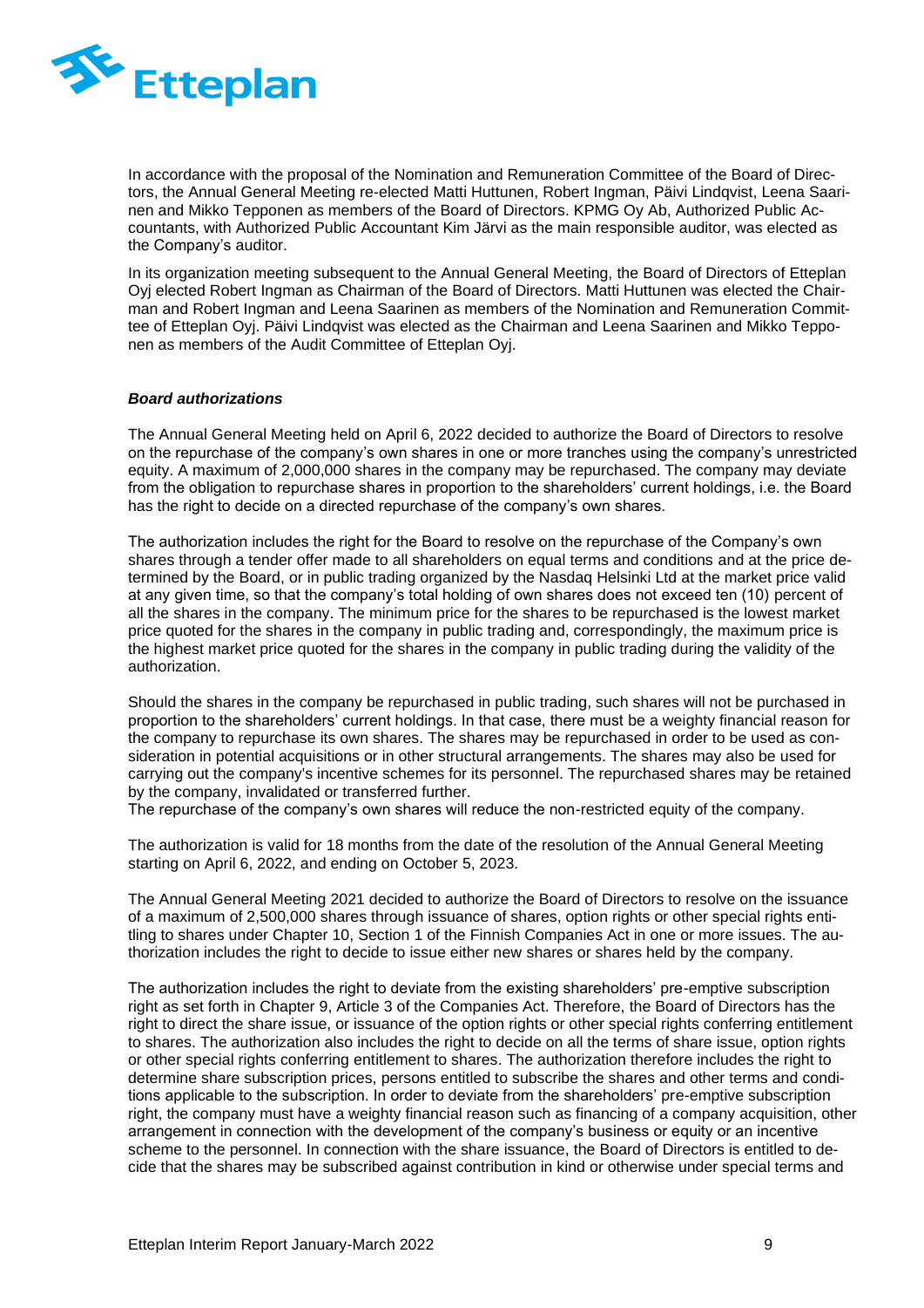In accordance with the proposal of the Nomination and Remuneration Committee of the Board of Directors, the Annual General Meeting re-elected Matti Huttunen, Robert Ingman, Päivi Lindqvist, Leena Saarinen and Mikko Tepponen as members of the Board of Directors. KPMG Oy Ab, Authorized Public Accountants, with Authorized Public Accountant Kim Järvi as the main responsible auditor, was elected as the Company's auditor.

In its organization meeting subsequent to the Annual General Meeting, the Board of Directors of Etteplan Oyj elected Robert Ingman as Chairman of the Board of Directors. Matti Huttunen was elected the Chairman and Robert Ingman and Leena Saarinen as members of the Nomination and Remuneration Committee of Etteplan Oyj. Päivi Lindqvist was elected as the Chairman and Leena Saarinen and Mikko Tepponen as members of the Audit Committee of Etteplan Oyj.

***Board authorizations***

The Annual General Meeting held on April 6, 2022 decided to authorize the Board of Directors to resolve on the repurchase of the company's own shares in one or more tranches using the company's unrestricted equity. A maximum of 2,000,000 shares in the company may be repurchased. The company may deviate from the obligation to repurchase shares in proportion to the shareholders' current holdings, i.e. the Board has the right to decide on a directed repurchase of the company's own shares.

The authorization includes the right for the Board to resolve on the repurchase of the Company's own shares through a tender offer made to all shareholders on equal terms and conditions and at the price determined by the Board, or in public trading organized by the Nasdaq Helsinki Ltd at the market price valid at any given time, so that the company's total holding of own shares does not exceed ten (10) percent of all the shares in the company. The minimum price for the shares to be repurchased is the lowest market price quoted for the shares in the company in public trading and, correspondingly, the maximum price is the highest market price quoted for the shares in the company in public trading during the validity of the authorization.

Should the shares in the company be repurchased in public trading, such shares will not be purchased in proportion to the shareholders' current holdings. In that case, there must be a weighty financial reason for the company to repurchase its own shares. The shares may be repurchased in order to be used as consideration in potential acquisitions or in other structural arrangements. The shares may also be used for carrying out the company's incentive schemes for its personnel. The repurchased shares may be retained by the company, invalidated or transferred further.
The repurchase of the company's own shares will reduce the non-restricted equity of the company.

The authorization is valid for 18 months from the date of the resolution of the Annual General Meeting starting on April 6, 2022, and ending on October 5, 2023.

The Annual General Meeting 2021 decided to authorize the Board of Directors to resolve on the issuance of a maximum of 2,500,000 shares through issuance of shares, option rights or other special rights entitling to shares under Chapter 10, Section 1 of the Finnish Companies Act in one or more issues. The authorization includes the right to decide to issue either new shares or shares held by the company.

The authorization includes the right to deviate from the existing shareholders' pre-emptive subscription right as set forth in Chapter 9, Article 3 of the Companies Act. Therefore, the Board of Directors has the right to direct the share issue, or issuance of the option rights or other special rights conferring entitlement to shares. The authorization also includes the right to decide on all the terms of share issue, option rights or other special rights conferring entitlement to shares. The authorization therefore includes the right to determine share subscription prices, persons entitled to subscribe the shares and other terms and conditions applicable to the subscription. In order to deviate from the shareholders' pre-emptive subscription right, the company must have a weighty financial reason such as financing of a company acquisition, other arrangement in connection with the development of the company's business or equity or an incentive scheme to the personnel. In connection with the share issuance, the Board of Directors is entitled to decide that the shares may be subscribed against contribution in kind or otherwise under special terms and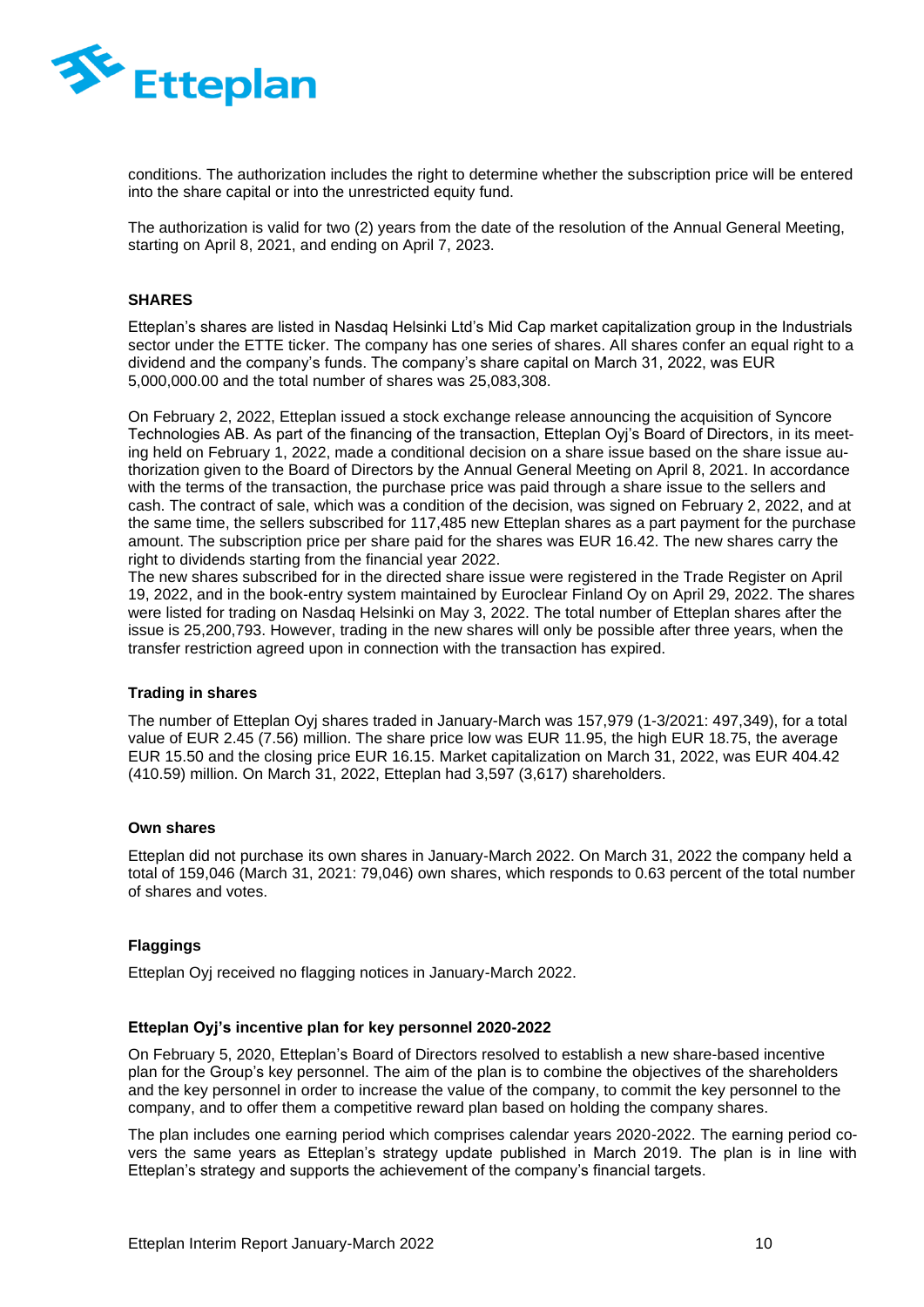conditions. The authorization includes the right to determine whether the subscription price will be entered into the share capital or into the unrestricted equity fund.

The authorization is valid for two (2) years from the date of the resolution of the Annual General Meeting, starting on April 8, 2021, and ending on April 7, 2023.

## SHARES

Etteplan's shares are listed in Nasdaq Helsinki Ltd's Mid Cap market capitalization group in the Industrials sector under the ETTE ticker. The company has one series of shares. All shares confer an equal right to a dividend and the company's funds. The company's share capital on March 31, 2022, was EUR 5,000,000.00 and the total number of shares was 25,083,308.

On February 2, 2022, Etteplan issued a stock exchange release announcing the acquisition of Syncore Technologies AB. As part of the financing of the transaction, Etteplan Oyj's Board of Directors, in its meeting held on February 1, 2022, made a conditional decision on a share issue based on the share issue authorization given to the Board of Directors by the Annual General Meeting on April 8, 2021. In accordance with the terms of the transaction, the purchase price was paid through a share issue to the sellers and cash. The contract of sale, which was a condition of the decision, was signed on February 2, 2022, and at the same time, the sellers subscribed for 117,485 new Etteplan shares as a part payment for the purchase amount. The subscription price per share paid for the shares was EUR 16.42. The new shares carry the right to dividends starting from the financial year 2022.
The new shares subscribed for in the directed share issue were registered in the Trade Register on April 19, 2022, and in the book-entry system maintained by Euroclear Finland Oy on April 29, 2022. The shares were listed for trading on Nasdaq Helsinki on May 3, 2022. The total number of Etteplan shares after the issue is 25,200,793. However, trading in the new shares will only be possible after three years, when the transfer restriction agreed upon in connection with the transaction has expired.

### Trading in shares

The number of Etteplan Oyj shares traded in January-March was 157,979 (1-3/2021: 497,349), for a total value of EUR 2.45 (7.56) million. The share price low was EUR 11.95, the high EUR 18.75, the average EUR 15.50 and the closing price EUR 16.15. Market capitalization on March 31, 2022, was EUR 404.42 (410.59) million. On March 31, 2022, Etteplan had 3,597 (3,617) shareholders.

### Own shares

Etteplan did not purchase its own shares in January-March 2022. On March 31, 2022 the company held a total of 159,046 (March 31, 2021: 79,046) own shares, which responds to 0.63 percent of the total number of shares and votes.

### Flaggings

Etteplan Oyj received no flagging notices in January-March 2022.

### Etteplan Oyj's incentive plan for key personnel 2020-2022

On February 5, 2020, Etteplan's Board of Directors resolved to establish a new share-based incentive plan for the Group's key personnel. The aim of the plan is to combine the objectives of the shareholders and the key personnel in order to increase the value of the company, to commit the key personnel to the company, and to offer them a competitive reward plan based on holding the company shares.

The plan includes one earning period which comprises calendar years 2020-2022. The earning period covers the same years as Etteplan's strategy update published in March 2019. The plan is in line with Etteplan's strategy and supports the achievement of the company's financial targets.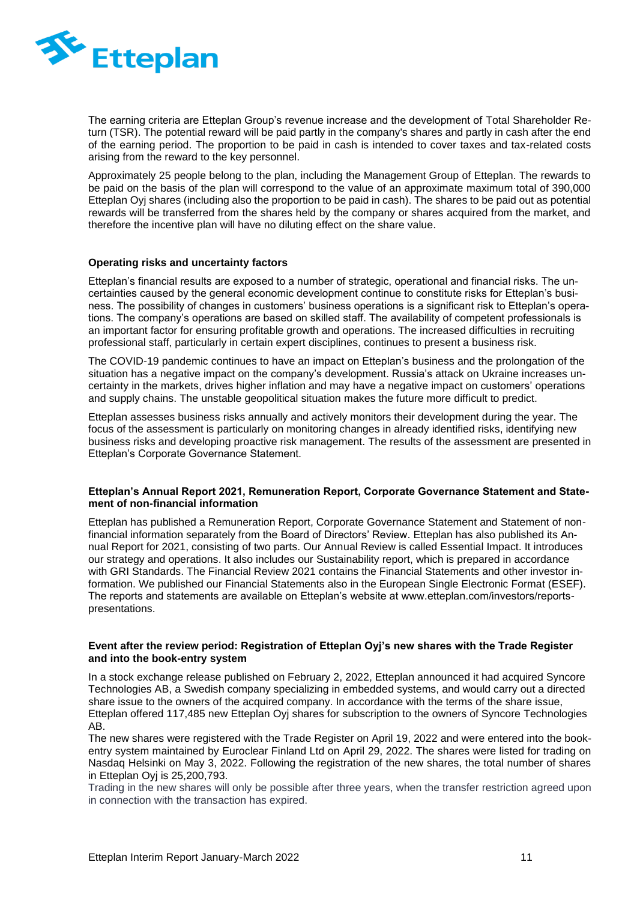The earning criteria are Etteplan Group's revenue increase and the development of Total Shareholder Return (TSR). The potential reward will be paid partly in the company's shares and partly in cash after the end of the earning period. The proportion to be paid in cash is intended to cover taxes and tax-related costs arising from the reward to the key personnel.

Approximately 25 people belong to the plan, including the Management Group of Etteplan. The rewards to be paid on the basis of the plan will correspond to the value of an approximate maximum total of 390,000 Etteplan Oyj shares (including also the proportion to be paid in cash). The shares to be paid out as potential rewards will be transferred from the shares held by the company or shares acquired from the market, and therefore the incentive plan will have no diluting effect on the share value.

**Operating risks and uncertainty factors**

Etteplan's financial results are exposed to a number of strategic, operational and financial risks. The uncertainties caused by the general economic development continue to constitute risks for Etteplan's business. The possibility of changes in customers' business operations is a significant risk to Etteplan's operations. The company's operations are based on skilled staff. The availability of competent professionals is an important factor for ensuring profitable growth and operations. The increased difficulties in recruiting professional staff, particularly in certain expert disciplines, continues to present a business risk.

The COVID-19 pandemic continues to have an impact on Etteplan's business and the prolongation of the situation has a negative impact on the company's development. Russia's attack on Ukraine increases uncertainty in the markets, drives higher inflation and may have a negative impact on customers' operations and supply chains. The unstable geopolitical situation makes the future more difficult to predict.

Etteplan assesses business risks annually and actively monitors their development during the year. The focus of the assessment is particularly on monitoring changes in already identified risks, identifying new business risks and developing proactive risk management. The results of the assessment are presented in Etteplan's Corporate Governance Statement.

**Etteplan's Annual Report 2021, Remuneration Report, Corporate Governance Statement and Statement of non-financial information**

Etteplan has published a Remuneration Report, Corporate Governance Statement and Statement of non-financial information separately from the Board of Directors' Review. Etteplan has also published its Annual Report for 2021, consisting of two parts. Our Annual Review is called Essential Impact. It introduces our strategy and operations. It also includes our Sustainability report, which is prepared in accordance with GRI Standards. The Financial Review 2021 contains the Financial Statements and other investor information. We published our Financial Statements also in the European Single Electronic Format (ESEF). The reports and statements are available on Etteplan's website at www.etteplan.com/investors/reports-presentations.

**Event after the review period: Registration of Etteplan Oyj's new shares with the Trade Register and into the book-entry system**

In a stock exchange release published on February 2, 2022, Etteplan announced it had acquired Syncore Technologies AB, a Swedish company specializing in embedded systems, and would carry out a directed share issue to the owners of the acquired company. In accordance with the terms of the share issue, Etteplan offered 117,485 new Etteplan Oyj shares for subscription to the owners of Syncore Technologies AB.

The new shares were registered with the Trade Register on April 19, 2022 and were entered into the book-entry system maintained by Euroclear Finland Ltd on April 29, 2022. The shares were listed for trading on Nasdaq Helsinki on May 3, 2022. Following the registration of the new shares, the total number of shares in Etteplan Oyj is 25,200,793.

Trading in the new shares will only be possible after three years, when the transfer restriction agreed upon in connection with the transaction has expired.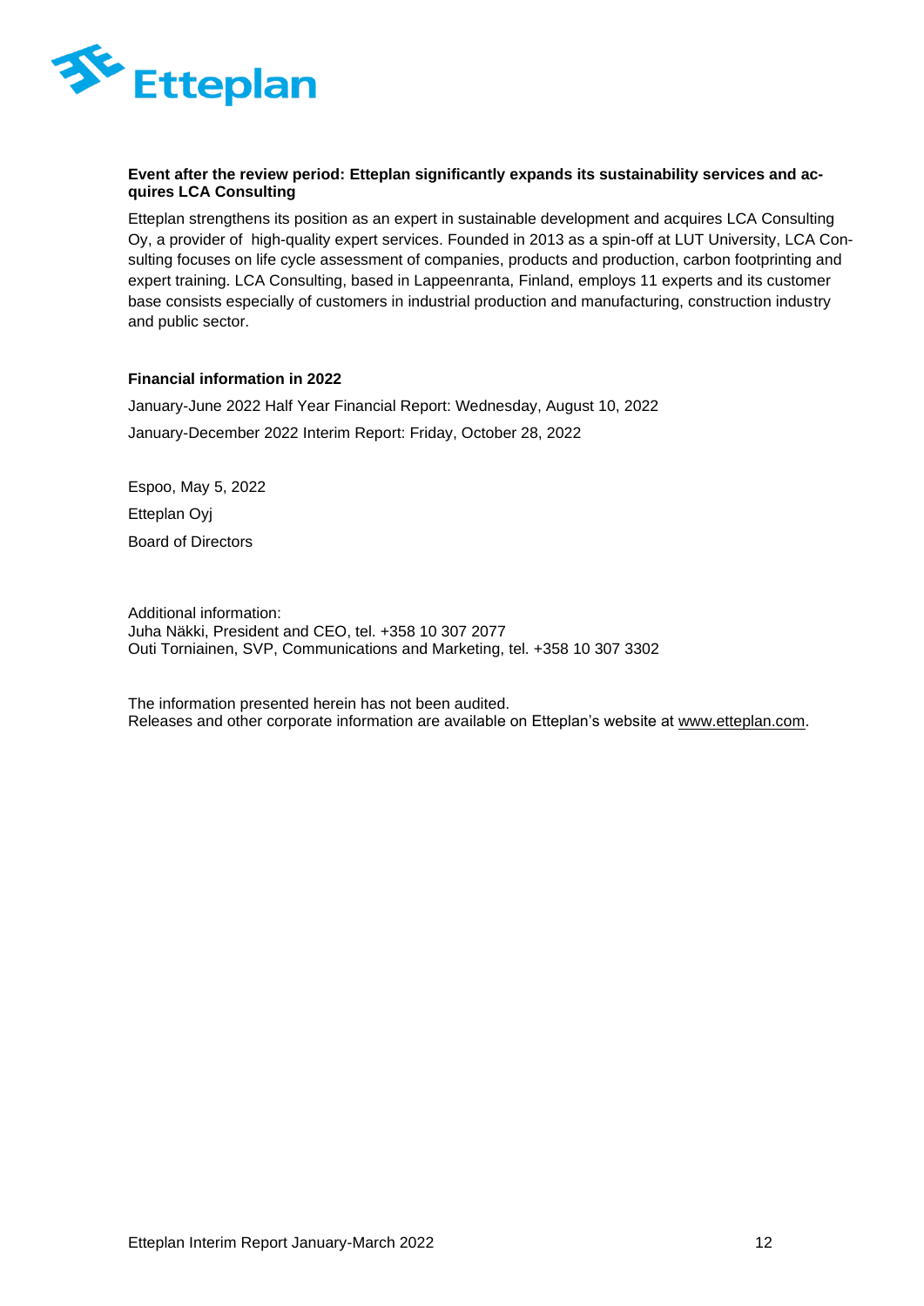**Event after the review period: Etteplan significantly expands its sustainability services and acquires LCA Consulting**

Etteplan strengthens its position as an expert in sustainable development and acquires LCA Consulting Oy, a provider of high-quality expert services. Founded in 2013 as a spin-off at LUT University, LCA Consulting focuses on life cycle assessment of companies, products and production, carbon footprinting and expert training. LCA Consulting, based in Lappeenranta, Finland, employs 11 experts and its customer base consists especially of customers in industrial production and manufacturing, construction industry and public sector.

**Financial information in 2022**

January-June 2022 Half Year Financial Report: Wednesday, August 10, 2022

January-December 2022 Interim Report: Friday, October 28, 2022

Espoo, May 5, 2022

Etteplan Oyj

Board of Directors

Additional information:
Juha Näkki, President and CEO, tel. +358 10 307 2077
Outi Torniainen, SVP, Communications and Marketing, tel. +358 10 307 3302

The information presented herein has not been audited.
Releases and other corporate information are available on Etteplan's website at www.etteplan.com.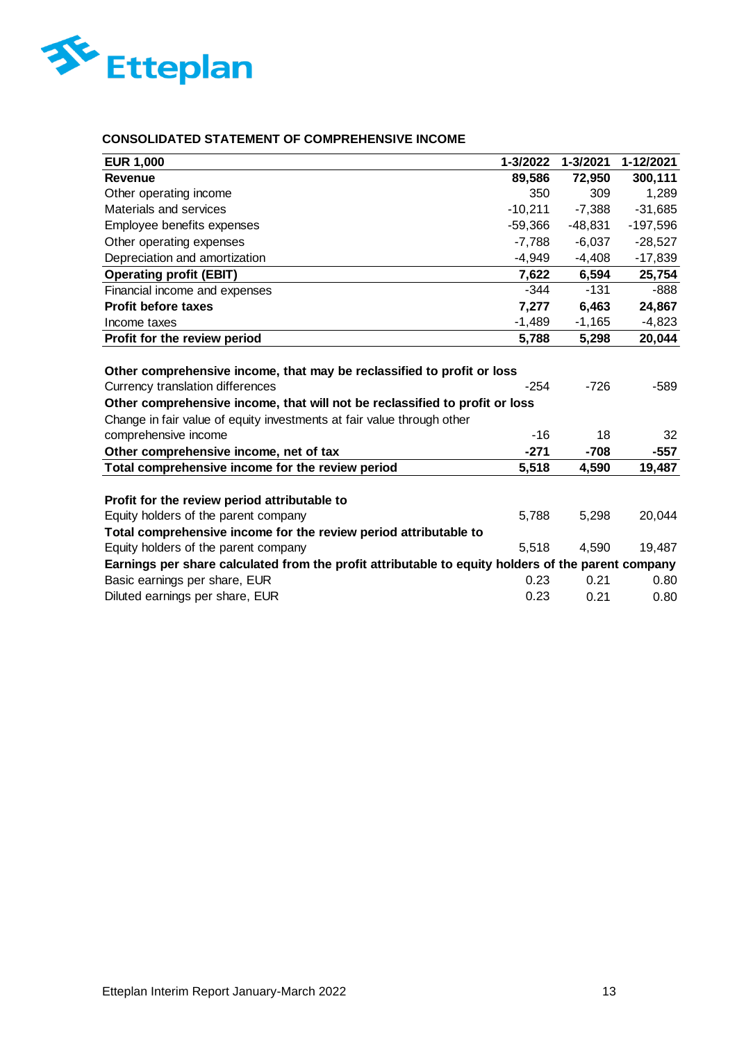## CONSOLIDATED STATEMENT OF COMPREHENSIVE INCOME

| EUR 1,000 | 1-3/2022 | 1-3/2021 | 1-12/2021 |
|---|---|---|---|
| **Revenue** | **89,586** | **72,950** | **300,111** |
| Other operating income | 350 | 309 | 1,289 |
| Materials and services | -10,211 | -7,388 | -31,685 |
| Employee benefits expenses | -59,366 | -48,831 | -197,596 |
| Other operating expenses | -7,788 | -6,037 | -28,527 |
| Depreciation and amortization | -4,949 | -4,408 | -17,839 |
| **Operating profit (EBIT)** | **7,622** | **6,594** | **25,754** |
| Financial income and expenses | -344 | -131 | -888 |
| **Profit before taxes** | **7,277** | **6,463** | **24,867** |
| Income taxes | -1,489 | -1,165 | -4,823 |
| **Profit for the review period** | **5,788** | **5,298** | **20,044** |
| | | | |
| **Other comprehensive income, that may be reclassified to profit or loss** | | | |
| Currency translation differences | -254 | -726 | -589 |
| **Other comprehensive income, that will not be reclassified to profit or loss** | | | |
| Change in fair value of equity investments at fair value through other comprehensive income | -16 | 18 | 32 |
| **Other comprehensive income, net of tax** | **-271** | **-708** | **-557** |
| **Total comprehensive income for the review period** | **5,518** | **4,590** | **19,487** |
| | | | |
| **Profit for the review period attributable to** | | | |
| Equity holders of the parent company | 5,788 | 5,298 | 20,044 |
| **Total comprehensive income for the review period attributable to** | | | |
| Equity holders of the parent company | 5,518 | 4,590 | 19,487 |
| **Earnings per share calculated from the profit attributable to equity holders of the parent company** | | | |
| Basic earnings per share, EUR | 0.23 | 0.21 | 0.80 |
| Diluted earnings per share, EUR | 0.23 | 0.21 | 0.80 |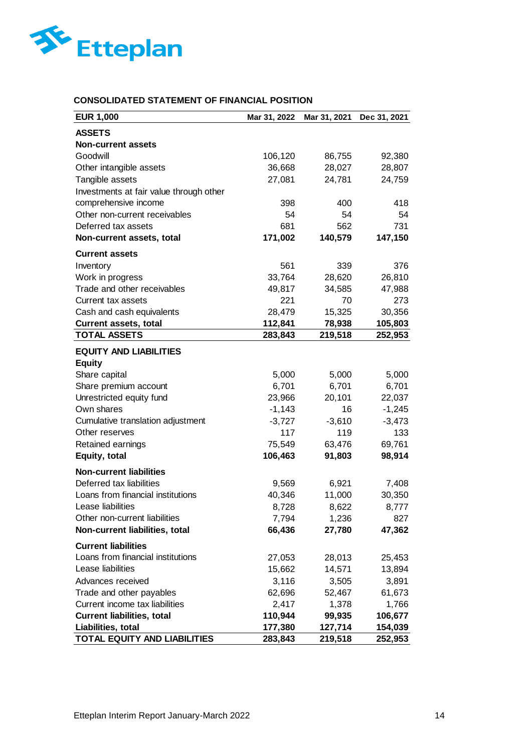## CONSOLIDATED STATEMENT OF FINANCIAL POSITION

| EUR 1,000 | Mar 31, 2022 | Mar 31, 2021 | Dec 31, 2021 |
|---|---|---|---|
| **ASSETS** | | | |
| **Non-current assets** | | | |
| Goodwill | 106,120 | 86,755 | 92,380 |
| Other intangible assets | 36,668 | 28,027 | 28,807 |
| Tangible assets | 27,081 | 24,781 | 24,759 |
| Investments at fair value through other comprehensive income | 398 | 400 | 418 |
| Other non-current receivables | 54 | 54 | 54 |
| Deferred tax assets | 681 | 562 | 731 |
| **Non-current assets, total** | **171,002** | **140,579** | **147,150** |
| **Current assets** | | | |
| Inventory | 561 | 339 | 376 |
| Work in progress | 33,764 | 28,620 | 26,810 |
| Trade and other receivables | 49,817 | 34,585 | 47,988 |
| Current tax assets | 221 | 70 | 273 |
| Cash and cash equivalents | 28,479 | 15,325 | 30,356 |
| **Current assets, total** | **112,841** | **78,938** | **105,803** |
| **TOTAL ASSETS** | **283,843** | **219,518** | **252,953** |
| **EQUITY AND LIABILITIES** | | | |
| **Equity** | | | |
| Share capital | 5,000 | 5,000 | 5,000 |
| Share premium account | 6,701 | 6,701 | 6,701 |
| Unrestricted equity fund | 23,966 | 20,101 | 22,037 |
| Own shares | -1,143 | 16 | -1,245 |
| Cumulative translation adjustment | -3,727 | -3,610 | -3,473 |
| Other reserves | 117 | 119 | 133 |
| Retained earnings | 75,549 | 63,476 | 69,761 |
| **Equity, total** | **106,463** | **91,803** | **98,914** |
| **Non-current liabilities** | | | |
| Deferred tax liabilities | 9,569 | 6,921 | 7,408 |
| Loans from financial institutions | 40,346 | 11,000 | 30,350 |
| Lease liabilities | 8,728 | 8,622 | 8,777 |
| Other non-current liabilities | 7,794 | 1,236 | 827 |
| **Non-current liabilities, total** | **66,436** | **27,780** | **47,362** |
| **Current liabilities** | | | |
| Loans from financial institutions | 27,053 | 28,013 | 25,453 |
| Lease liabilities | 15,662 | 14,571 | 13,894 |
| Advances received | 3,116 | 3,505 | 3,891 |
| Trade and other payables | 62,696 | 52,467 | 61,673 |
| Current income tax liabilities | 2,417 | 1,378 | 1,766 |
| **Current liabilities, total** | **110,944** | **99,935** | **106,677** |
| **Liabilities, total** | **177,380** | **127,714** | **154,039** |
| **TOTAL EQUITY AND LIABILITIES** | **283,843** | **219,518** | **252,953** |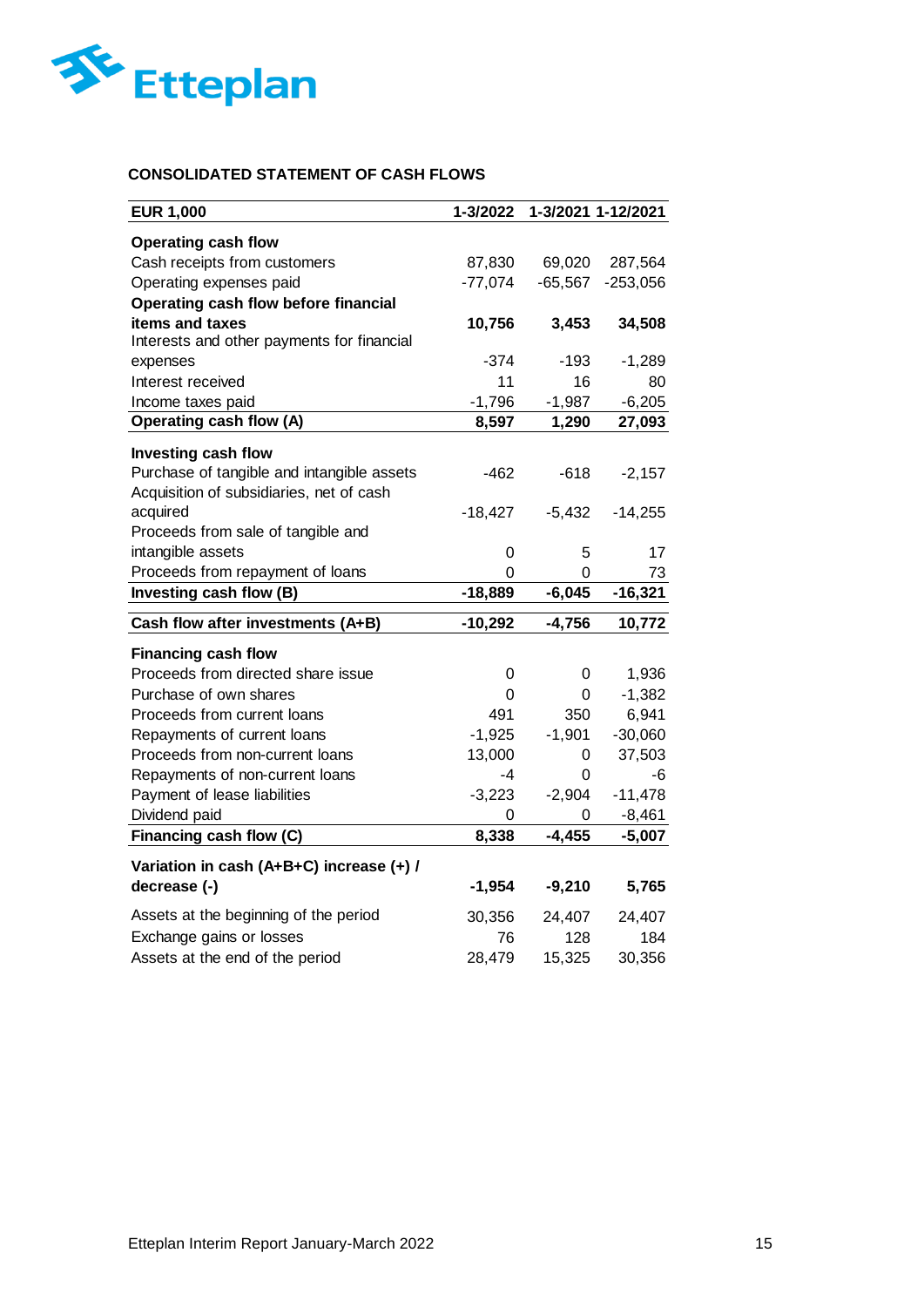## CONSOLIDATED STATEMENT OF CASH FLOWS

| EUR 1,000 | 1-3/2022 | 1-3/2021 | 1-12/2021 |
|---|---|---|---|
| **Operating cash flow** | | | |
| Cash receipts from customers | 87,830 | 69,020 | 287,564 |
| Operating expenses paid | -77,074 | -65,567 | -253,056 |
| **Operating cash flow before financial items and taxes** | **10,756** | **3,453** | **34,508** |
| Interests and other payments for financial expenses | -374 | -193 | -1,289 |
| Interest received | 11 | 16 | 80 |
| Income taxes paid | -1,796 | -1,987 | -6,205 |
| **Operating cash flow (A)** | **8,597** | **1,290** | **27,093** |
| **Investing cash flow** | | | |
| Purchase of tangible and intangible assets | -462 | -618 | -2,157 |
| Acquisition of subsidiaries, net of cash acquired | -18,427 | -5,432 | -14,255 |
| Proceeds from sale of tangible and intangible assets | 0 | 5 | 17 |
| Proceeds from repayment of loans | 0 | 0 | 73 |
| **Investing cash flow (B)** | **-18,889** | **-6,045** | **-16,321** |
| **Cash flow after investments (A+B)** | **-10,292** | **-4,756** | **10,772** |
| **Financing cash flow** | | | |
| Proceeds from directed share issue | 0 | 0 | 1,936 |
| Purchase of own shares | 0 | 0 | -1,382 |
| Proceeds from current loans | 491 | 350 | 6,941 |
| Repayments of current loans | -1,925 | -1,901 | -30,060 |
| Proceeds from non-current loans | 13,000 | 0 | 37,503 |
| Repayments of non-current loans | -4 | 0 | -6 |
| Payment of lease liabilities | -3,223 | -2,904 | -11,478 |
| Dividend paid | 0 | 0 | -8,461 |
| **Financing cash flow (C)** | **8,338** | **-4,455** | **-5,007** |
| **Variation in cash (A+B+C) increase (+) / decrease (-)** | **-1,954** | **-9,210** | **5,765** |
| Assets at the beginning of the period | 30,356 | 24,407 | 24,407 |
| Exchange gains or losses | 76 | 128 | 184 |
| Assets at the end of the period | 28,479 | 15,325 | 30,356 |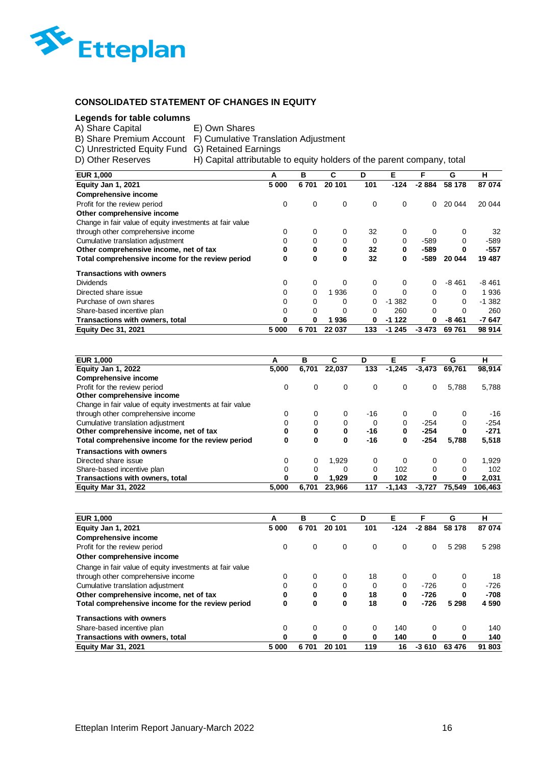## CONSOLIDATED STATEMENT OF CHANGES IN EQUITY

**Legends for table columns**

A) Share Capital
B) Share Premium Account
C) Unrestricted Equity Fund
D) Other Reserves
E) Own Shares
F) Cumulative Translation Adjustment
G) Retained Earnings
H) Capital attributable to equity holders of the parent company, total

| EUR 1,000 | A | B | C | D | E | F | G | H |
|---|---|---|---|---|---|---|---|---|
| **Equity Jan 1, 2021** | **5 000** | **6 701** | **20 101** | **101** | **-124** | **-2 884** | **58 178** | **87 074** |
| **Comprehensive income** | | | | | | | | |
| Profit for the review period | 0 | 0 | 0 | 0 | 0 | 0 | 20 044 | 20 044 |
| **Other comprehensive income** | | | | | | | | |
| Change in fair value of equity investments at fair value through other comprehensive income | 0 | 0 | 0 | 32 | 0 | 0 | 0 | 32 |
| Cumulative translation adjustment | 0 | 0 | 0 | 0 | 0 | -589 | 0 | -589 |
| **Other comprehensive income, net of tax** | **0** | **0** | **0** | **32** | **0** | **-589** | **0** | **-557** |
| **Total comprehensive income for the review period** | **0** | **0** | **0** | **32** | **0** | **-589** | **20 044** | **19 487** |
| **Transactions with owners** | | | | | | | | |
| Dividends | 0 | 0 | 0 | 0 | 0 | 0 | -8 461 | -8 461 |
| Directed share issue | 0 | 0 | 1 936 | 0 | 0 | 0 | 0 | 1 936 |
| Purchase of own shares | 0 | 0 | 0 | 0 | -1 382 | 0 | 0 | -1 382 |
| Share-based incentive plan | 0 | 0 | 0 | 0 | 260 | 0 | 0 | 260 |
| **Transactions with owners, total** | **0** | **0** | **1 936** | **0** | **-1 122** | **0** | **-8 461** | **-7 647** |
| **Equity Dec 31, 2021** | **5 000** | **6 701** | **22 037** | **133** | **-1 245** | **-3 473** | **69 761** | **98 914** |

| EUR 1,000 | A | B | C | D | E | F | G | H |
|---|---|---|---|---|---|---|---|---|
| **Equity Jan 1, 2022** | **5,000** | **6,701** | **22,037** | **133** | **-1,245** | **-3,473** | **69,761** | **98,914** |
| **Comprehensive income** | | | | | | | | |
| Profit for the review period | 0 | 0 | 0 | 0 | 0 | 0 | 5,788 | 5,788 |
| **Other comprehensive income** | | | | | | | | |
| Change in fair value of equity investments at fair value through other comprehensive income | 0 | 0 | 0 | -16 | 0 | 0 | 0 | -16 |
| Cumulative translation adjustment | 0 | 0 | 0 | 0 | 0 | -254 | 0 | -254 |
| **Other comprehensive income, net of tax** | **0** | **0** | **0** | **-16** | **0** | **-254** | **0** | **-271** |
| **Total comprehensive income for the review period** | **0** | **0** | **0** | **-16** | **0** | **-254** | **5,788** | **5,518** |
| **Transactions with owners** | | | | | | | | |
| Directed share issue | 0 | 0 | 1,929 | 0 | 0 | 0 | 0 | 1,929 |
| Share-based incentive plan | 0 | 0 | 0 | 0 | 102 | 0 | 0 | 102 |
| **Transactions with owners, total** | **0** | **0** | **1,929** | **0** | **102** | **0** | **0** | **2,031** |
| **Equity Mar 31, 2022** | **5,000** | **6,701** | **23,966** | **117** | **-1,143** | **-3,727** | **75,549** | **106,463** |

| EUR 1,000 | A | B | C | D | E | F | G | H |
|---|---|---|---|---|---|---|---|---|
| **Equity Jan 1, 2021** | **5 000** | **6 701** | **20 101** | **101** | **-124** | **-2 884** | **58 178** | **87 074** |
| **Comprehensive income** | | | | | | | | |
| Profit for the review period | 0 | 0 | 0 | 0 | 0 | 0 | 5 298 | 5 298 |
| **Other comprehensive income** | | | | | | | | |
| Change in fair value of equity investments at fair value through other comprehensive income | 0 | 0 | 0 | 18 | 0 | 0 | 0 | 18 |
| Cumulative translation adjustment | 0 | 0 | 0 | 0 | 0 | -726 | 0 | -726 |
| **Other comprehensive income, net of tax** | **0** | **0** | **0** | **18** | **0** | **-726** | **0** | **-708** |
| **Total comprehensive income for the review period** | **0** | **0** | **0** | **18** | **0** | **-726** | **5 298** | **4 590** |
| **Transactions with owners** | | | | | | | | |
| Share-based incentive plan | 0 | 0 | 0 | 0 | 140 | 0 | 0 | 140 |
| **Transactions with owners, total** | **0** | **0** | **0** | **0** | **140** | **0** | **0** | **140** |
| **Equity Mar 31, 2021** | **5 000** | **6 701** | **20 101** | **119** | **16** | **-3 610** | **63 476** | **91 803** |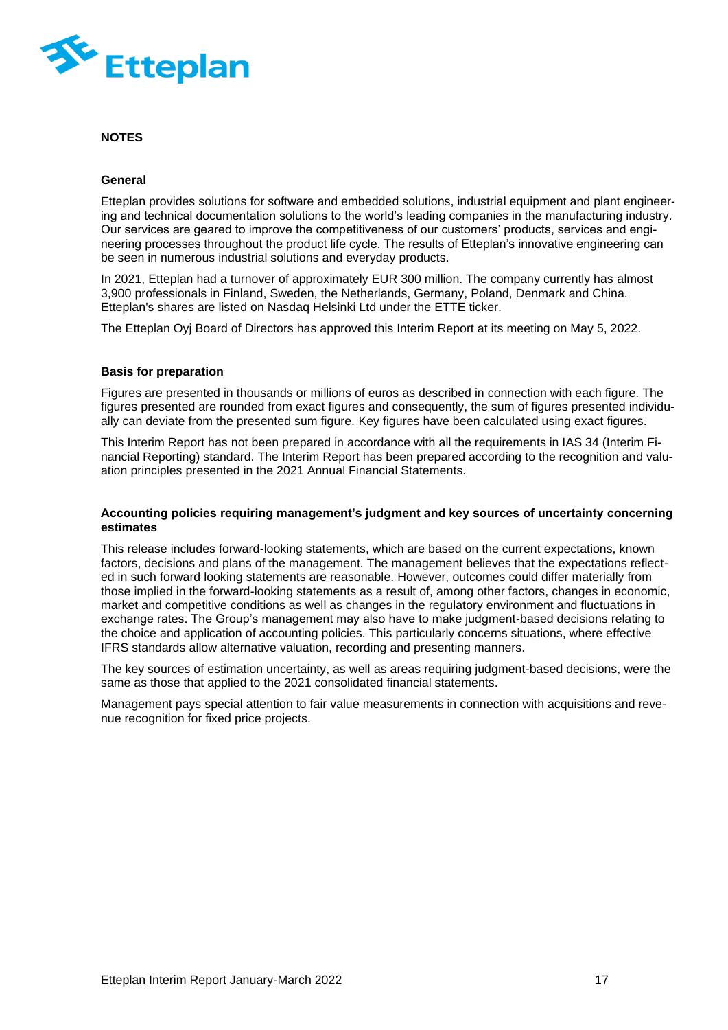## NOTES

### General

Etteplan provides solutions for software and embedded solutions, industrial equipment and plant engineering and technical documentation solutions to the world's leading companies in the manufacturing industry. Our services are geared to improve the competitiveness of our customers' products, services and engineering processes throughout the product life cycle. The results of Etteplan's innovative engineering can be seen in numerous industrial solutions and everyday products.

In 2021, Etteplan had a turnover of approximately EUR 300 million. The company currently has almost 3,900 professionals in Finland, Sweden, the Netherlands, Germany, Poland, Denmark and China. Etteplan's shares are listed on Nasdaq Helsinki Ltd under the ETTE ticker.

The Etteplan Oyj Board of Directors has approved this Interim Report at its meeting on May 5, 2022.

### Basis for preparation

Figures are presented in thousands or millions of euros as described in connection with each figure. The figures presented are rounded from exact figures and consequently, the sum of figures presented individually can deviate from the presented sum figure. Key figures have been calculated using exact figures.

This Interim Report has not been prepared in accordance with all the requirements in IAS 34 (Interim Financial Reporting) standard. The Interim Report has been prepared according to the recognition and valuation principles presented in the 2021 Annual Financial Statements.

### Accounting policies requiring management's judgment and key sources of uncertainty concerning estimates

This release includes forward-looking statements, which are based on the current expectations, known factors, decisions and plans of the management. The management believes that the expectations reflected in such forward looking statements are reasonable. However, outcomes could differ materially from those implied in the forward-looking statements as a result of, among other factors, changes in economic, market and competitive conditions as well as changes in the regulatory environment and fluctuations in exchange rates. The Group's management may also have to make judgment-based decisions relating to the choice and application of accounting policies. This particularly concerns situations, where effective IFRS standards allow alternative valuation, recording and presenting manners.

The key sources of estimation uncertainty, as well as areas requiring judgment-based decisions, were the same as those that applied to the 2021 consolidated financial statements.

Management pays special attention to fair value measurements in connection with acquisitions and revenue recognition for fixed price projects.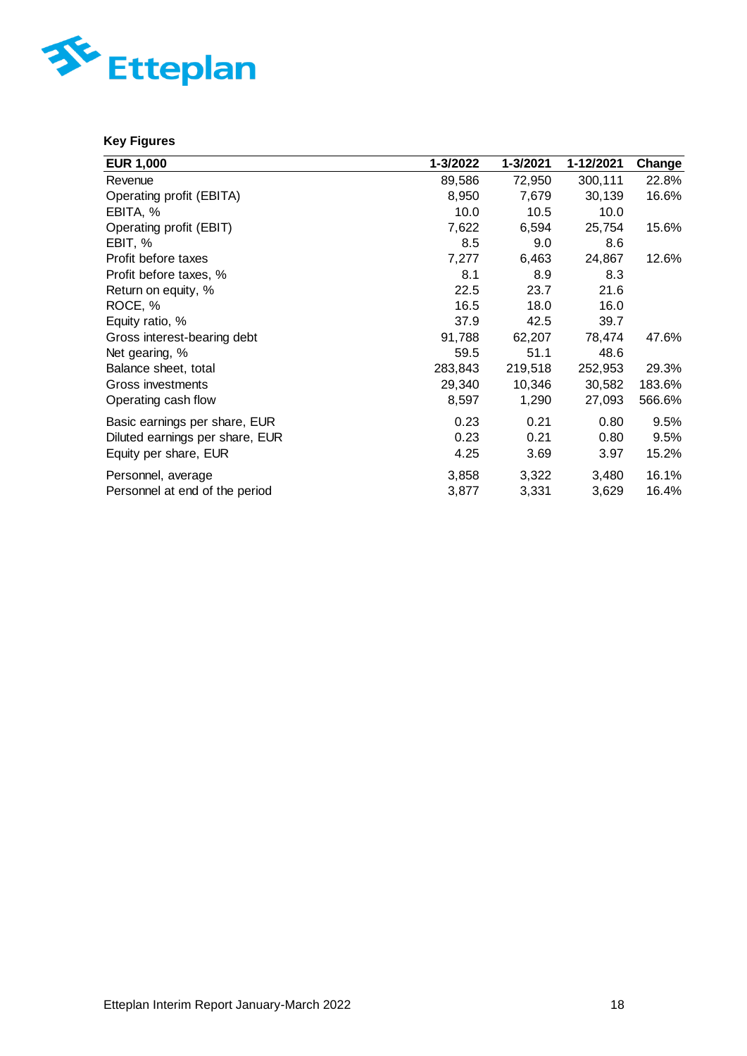### Key Figures

| EUR 1,000 | 1-3/2022 | 1-3/2021 | 1-12/2021 | Change |
|---|---|---|---|---|
| Revenue | 89,586 | 72,950 | 300,111 | 22.8% |
| Operating profit (EBITA) | 8,950 | 7,679 | 30,139 | 16.6% |
| EBITA, % | 10.0 | 10.5 | 10.0 | |
| Operating profit (EBIT) | 7,622 | 6,594 | 25,754 | 15.6% |
| EBIT, % | 8.5 | 9.0 | 8.6 | |
| Profit before taxes | 7,277 | 6,463 | 24,867 | 12.6% |
| Profit before taxes, % | 8.1 | 8.9 | 8.3 | |
| Return on equity, % | 22.5 | 23.7 | 21.6 | |
| ROCE, % | 16.5 | 18.0 | 16.0 | |
| Equity ratio, % | 37.9 | 42.5 | 39.7 | |
| Gross interest-bearing debt | 91,788 | 62,207 | 78,474 | 47.6% |
| Net gearing, % | 59.5 | 51.1 | 48.6 | |
| Balance sheet, total | 283,843 | 219,518 | 252,953 | 29.3% |
| Gross investments | 29,340 | 10,346 | 30,582 | 183.6% |
| Operating cash flow | 8,597 | 1,290 | 27,093 | 566.6% |
| Basic earnings per share, EUR | 0.23 | 0.21 | 0.80 | 9.5% |
| Diluted earnings per share, EUR | 0.23 | 0.21 | 0.80 | 9.5% |
| Equity per share, EUR | 4.25 | 3.69 | 3.97 | 15.2% |
| Personnel, average | 3,858 | 3,322 | 3,480 | 16.1% |
| Personnel at end of the period | 3,877 | 3,331 | 3,629 | 16.4% |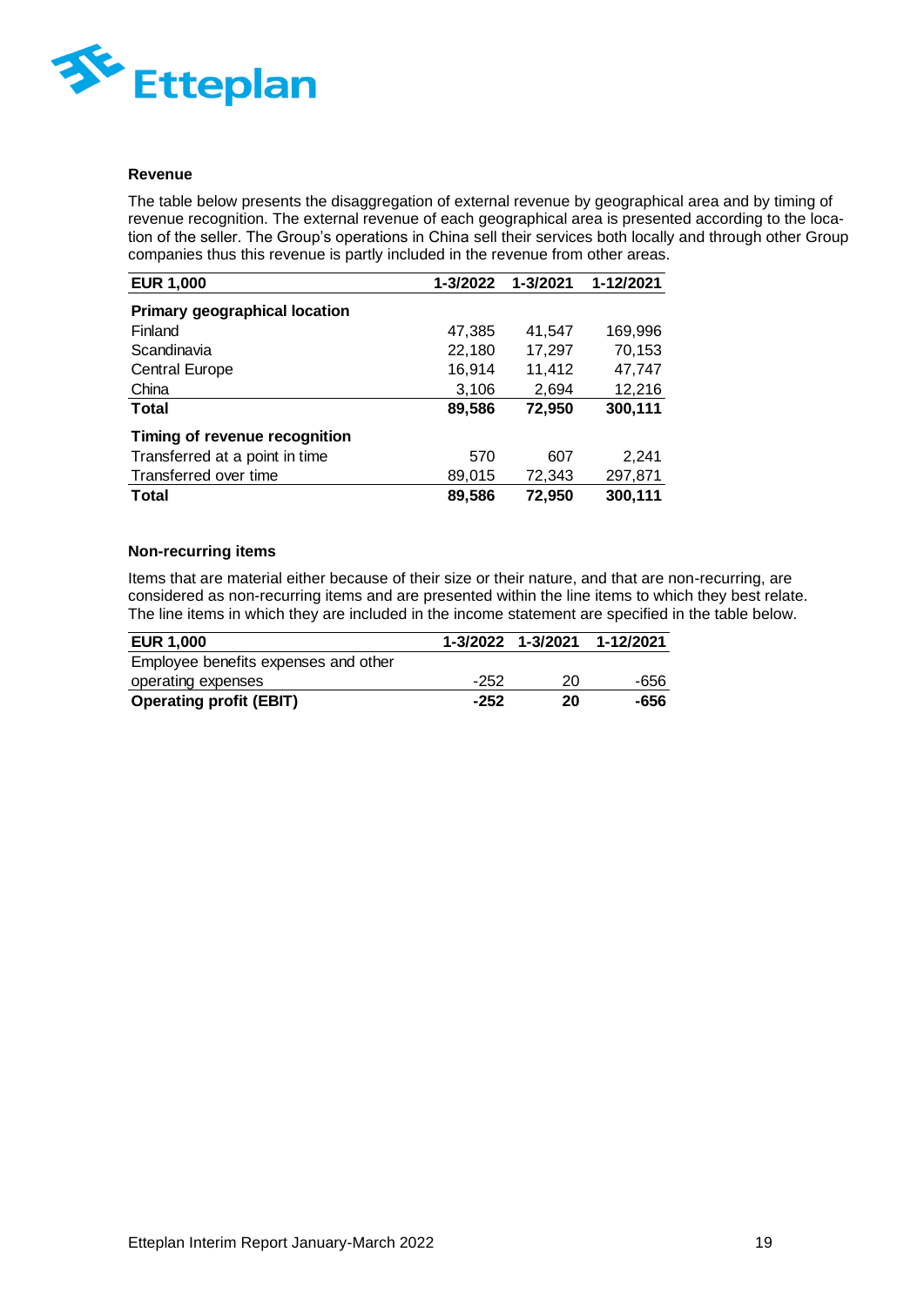### Revenue

The table below presents the disaggregation of external revenue by geographical area and by timing of revenue recognition. The external revenue of each geographical area is presented according to the location of the seller. The Group's operations in China sell their services both locally and through other Group companies thus this revenue is partly included in the revenue from other areas.

| EUR 1,000 | 1-3/2022 | 1-3/2021 | 1-12/2021 |
|---|---|---|---|
| **Primary geographical location** | | | |
| Finland | 47,385 | 41,547 | 169,996 |
| Scandinavia | 22,180 | 17,297 | 70,153 |
| Central Europe | 16,914 | 11,412 | 47,747 |
| China | 3,106 | 2,694 | 12,216 |
| **Total** | **89,586** | **72,950** | **300,111** |
| **Timing of revenue recognition** | | | |
| Transferred at a point in time | 570 | 607 | 2,241 |
| Transferred over time | 89,015 | 72,343 | 297,871 |
| **Total** | **89,586** | **72,950** | **300,111** |

### Non-recurring items

Items that are material either because of their size or their nature, and that are non-recurring, are considered as non-recurring items and are presented within the line items to which they best relate. The line items in which they are included in the income statement are specified in the table below.

| EUR 1,000 | 1-3/2022 | 1-3/2021 | 1-12/2021 |
|---|---|---|---|
| Employee benefits expenses and other operating expenses | -252 | 20 | -656 |
| **Operating profit (EBIT)** | **-252** | **20** | **-656** |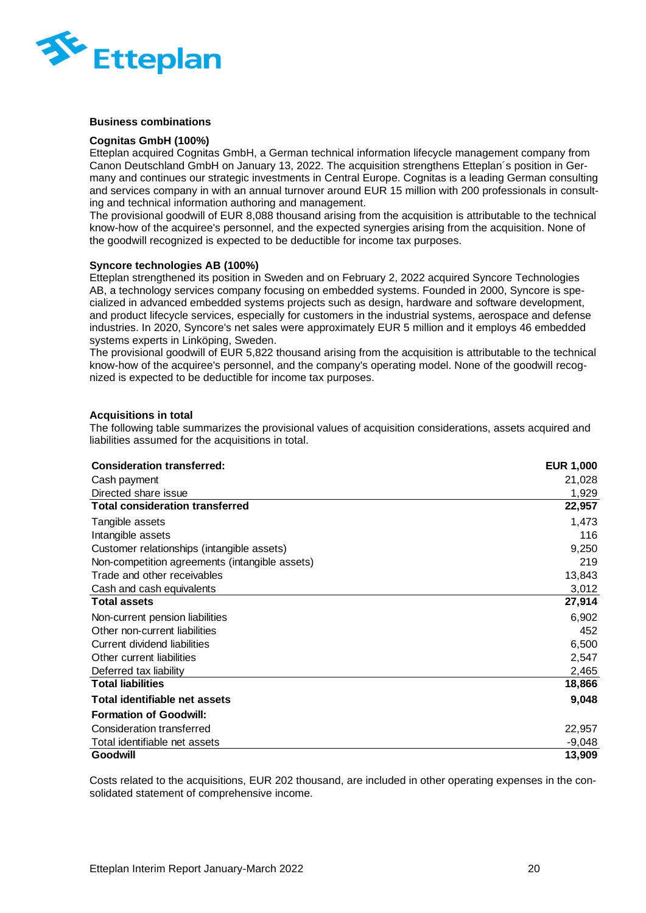## Business combinations

### Cognitas GmbH (100%)

Etteplan acquired Cognitas GmbH, a German technical information lifecycle management company from Canon Deutschland GmbH on January 13, 2022. The acquisition strengthens Etteplan´s position in Germany and continues our strategic investments in Central Europe. Cognitas is a leading German consulting and services company in with an annual turnover around EUR 15 million with 200 professionals in consulting and technical information authoring and management.

The provisional goodwill of EUR 8,088 thousand arising from the acquisition is attributable to the technical know-how of the acquiree's personnel, and the expected synergies arising from the acquisition. None of the goodwill recognized is expected to be deductible for income tax purposes.

### Syncore technologies AB (100%)

Etteplan strengthened its position in Sweden and on February 2, 2022 acquired Syncore Technologies AB, a technology services company focusing on embedded systems. Founded in 2000, Syncore is specialized in advanced embedded systems projects such as design, hardware and software development, and product lifecycle services, especially for customers in the industrial systems, aerospace and defense industries. In 2020, Syncore's net sales were approximately EUR 5 million and it employs 46 embedded systems experts in Linköping, Sweden.

The provisional goodwill of EUR 5,822 thousand arising from the acquisition is attributable to the technical know-how of the acquiree's personnel, and the company's operating model. None of the goodwill recognized is expected to be deductible for income tax purposes.

### Acquisitions in total

The following table summarizes the provisional values of acquisition considerations, assets acquired and liabilities assumed for the acquisitions in total.

| **Consideration transferred:** | **EUR 1,000** |
|---|---|
| Cash payment | 21,028 |
| Directed share issue | 1,929 |
| **Total consideration transferred** | **22,957** |
| Tangible assets | 1,473 |
| Intangible assets | 116 |
| Customer relationships (intangible assets) | 9,250 |
| Non-competition agreements (intangible assets) | 219 |
| Trade and other receivables | 13,843 |
| Cash and cash equivalents | 3,012 |
| **Total assets** | **27,914** |
| Non-current pension liabilities | 6,902 |
| Other non-current liabilities | 452 |
| Current dividend liabilities | 6,500 |
| Other current liabilities | 2,547 |
| Deferred tax liability | 2,465 |
| **Total liabilities** | **18,866** |
| **Total identifiable net assets** | **9,048** |
| **Formation of Goodwill:** | |
| Consideration transferred | 22,957 |
| Total identifiable net assets | -9,048 |
| **Goodwill** | **13,909** |

Costs related to the acquisitions, EUR 202 thousand, are included in other operating expenses in the consolidated statement of comprehensive income.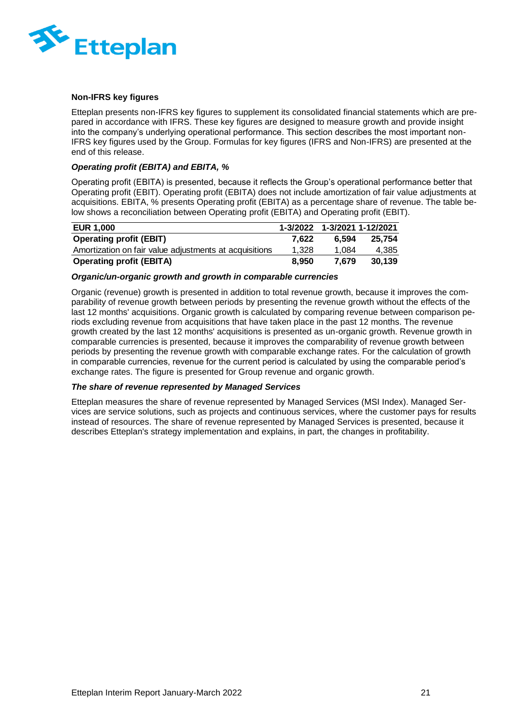### Non-IFRS key figures

Etteplan presents non-IFRS key figures to supplement its consolidated financial statements which are prepared in accordance with IFRS. These key figures are designed to measure growth and provide insight into the company's underlying operational performance. This section describes the most important non-IFRS key figures used by the Group. Formulas for key figures (IFRS and Non-IFRS) are presented at the end of this release.

#### *Operating profit (EBITA) and EBITA, %*

Operating profit (EBITA) is presented, because it reflects the Group's operational performance better that Operating profit (EBIT). Operating profit (EBITA) does not include amortization of fair value adjustments at acquisitions. EBITA, % presents Operating profit (EBITA) as a percentage share of revenue. The table below shows a reconciliation between Operating profit (EBITA) and Operating profit (EBIT).

| EUR 1,000 | 1-3/2022 | 1-3/2021 | 1-12/2021 |
|---|---|---|---|
| **Operating profit (EBIT)** | **7,622** | **6,594** | **25,754** |
| Amortization on fair value adjustments at acquisitions | 1,328 | 1,084 | 4,385 |
| **Operating profit (EBITA)** | **8,950** | **7,679** | **30,139** |

#### *Organic/un-organic growth and growth in comparable currencies*

Organic (revenue) growth is presented in addition to total revenue growth, because it improves the comparability of revenue growth between periods by presenting the revenue growth without the effects of the last 12 months' acquisitions. Organic growth is calculated by comparing revenue between comparison periods excluding revenue from acquisitions that have taken place in the past 12 months. The revenue growth created by the last 12 months' acquisitions is presented as un-organic growth. Revenue growth in comparable currencies is presented, because it improves the comparability of revenue growth between periods by presenting the revenue growth with comparable exchange rates. For the calculation of growth in comparable currencies, revenue for the current period is calculated by using the comparable period's exchange rates. The figure is presented for Group revenue and organic growth.

#### *The share of revenue represented by Managed Services*

Etteplan measures the share of revenue represented by Managed Services (MSI Index). Managed Services are service solutions, such as projects and continuous services, where the customer pays for results instead of resources. The share of revenue represented by Managed Services is presented, because it describes Etteplan's strategy implementation and explains, in part, the changes in profitability.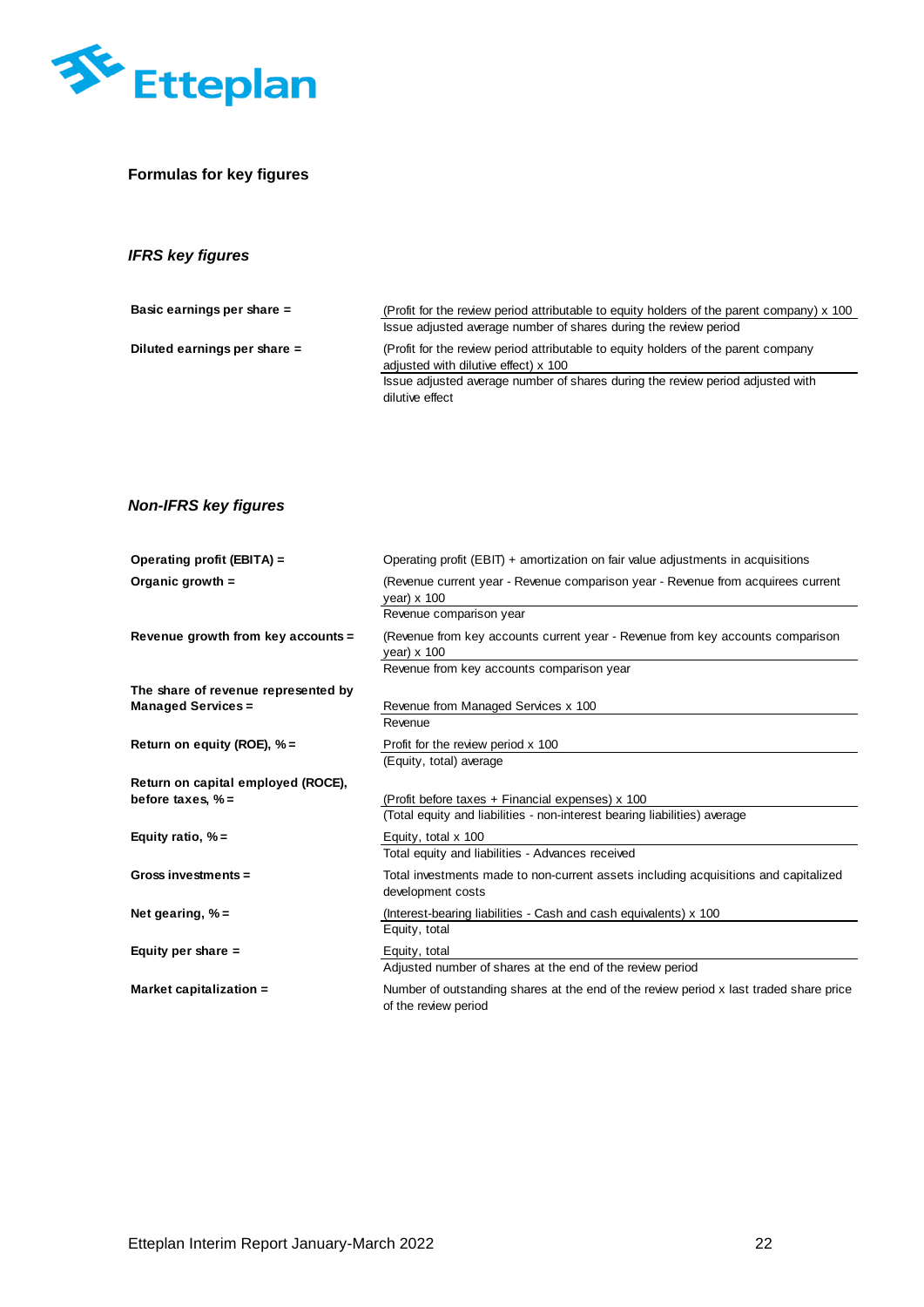## Formulas for key figures

### *IFRS key figures*

| | |
|---|---|
| **Basic earnings per share =** | (Profit for the review period attributable to equity holders of the parent company) x 100 / Issue adjusted average number of shares during the review period |
| **Diluted earnings per share =** | (Profit for the review period attributable to equity holders of the parent company adjusted with dilutive effect) x 100 / Issue adjusted average number of shares during the review period adjusted with dilutive effect |

### *Non-IFRS key figures*

| | |
|---|---|
| **Operating profit (EBITA) =** | Operating profit (EBIT) + amortization on fair value adjustments in acquisitions |
| **Organic growth =** | (Revenue current year - Revenue comparison year - Revenue from acquirees current year) x 100 / Revenue comparison year |
| **Revenue growth from key accounts =** | (Revenue from key accounts current year - Revenue from key accounts comparison year) x 100 / Revenue from key accounts comparison year |
| **The share of revenue represented by Managed Services =** | Revenue from Managed Services x 100 / Revenue |
| **Return on equity (ROE), % =** | Profit for the review period x 100 / (Equity, total) average |
| **Return on capital employed (ROCE), before taxes, % =** | (Profit before taxes + Financial expenses) x 100 / (Total equity and liabilities - non-interest bearing liabilities) average |
| **Equity ratio, % =** | Equity, total x 100 / Total equity and liabilities - Advances received |
| **Gross investments =** | Total investments made to non-current assets including acquisitions and capitalized development costs |
| **Net gearing, % =** | (Interest-bearing liabilities - Cash and cash equivalents) x 100 / Equity, total |
| **Equity per share =** | Equity, total / Adjusted number of shares at the end of the review period |
| **Market capitalization =** | Number of outstanding shares at the end of the review period x last traded share price of the review period |